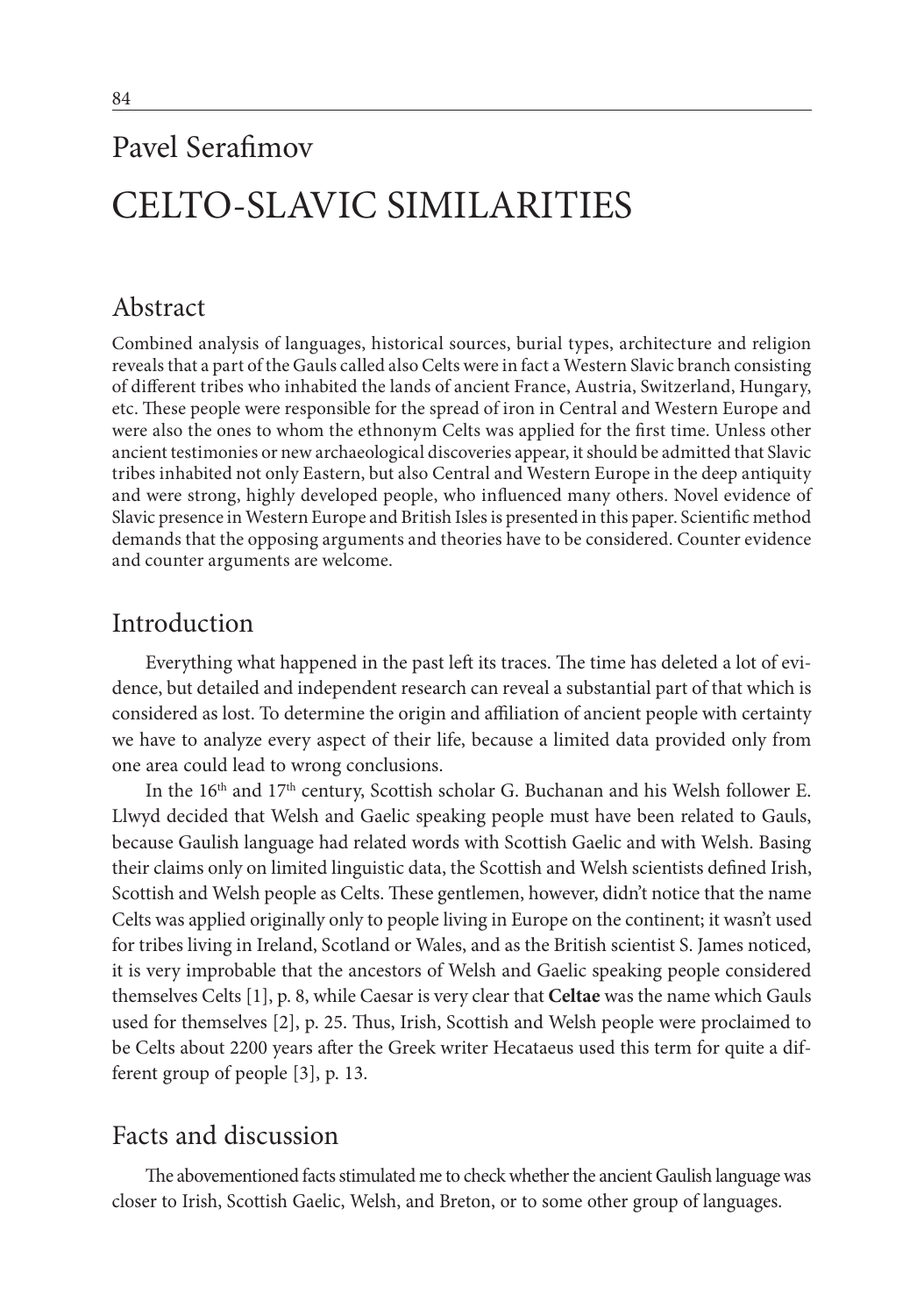Pavel Serafimov

# CELTO-SLAVIC SIMILARITIES

## Abstract

Combined analysis of languages, historical sources, burial types, architecture and religion reveals that a part of the Gauls called also Celts were in fact a Western Slavic branch consisting of different tribes who inhabited the lands of ancient France, Austria, Switzerland, Hungary, etc. These people were responsible for the spread of iron in Central and Western Europe and were also the ones to whom the ethnonym Celts was applied for the first time. Unless other ancient testimonies or new archaeological discoveries appear, it should be admitted that Slavic tribes inhabited not only Eastern, but also Central and Western Europe in the deep antiquity and were strong, highly developed people, who influenced many others. Novel evidence of Slavic presence in Western Europe and British Isles is presented in this paper. Scientific method demands that the opposing arguments and theories have to be considered. Counter evidence and counter arguments are welcome.

## Introduction

Everything what happened in the past left its traces. The time has deleted a lot of evidence, but detailed and independent research can reveal a substantial part of that which is considered as lost. To determine the origin and affiliation of ancient people with certainty we have to analyze every aspect of their life, because a limited data provided only from one area could lead to wrong conclusions.

In the 16th and 17th century, Scottish scholar G. Buchanan and his Welsh follower E. Llwyd decided that Welsh and Gaelic speaking people must have been related to Gauls, because Gaulish language had related words with Scottish Gaelic and with Welsh. Basing their claims only on limited linguistic data, the Scottish and Welsh scientists defined Irish, Scottish and Welsh people as Celts. These gentlemen, however, didn't notice that the name Celts was applied originally only to people living in Europe on the continent; it wasn't used for tribes living in Ireland, Scotland or Wales, and as the British scientist S. James noticed, it is very improbable that the ancestors of Welsh and Gaelic speaking people considered themselves Celts [1], p. 8, while Caesar is very clear that **Celtae** was the name which Gauls used for themselves [2], p. 25. Thus, Irish, Scottish and Welsh people were proclaimed to be Celts about 2200 years after the Greek writer Hecataeus used this term for quite a different group of people [3], p. 13.

## Facts and discussion

The abovementioned facts stimulated me to check whether the ancient Gaulish language was closer to Irish, Scottish Gaelic, Welsh, and Breton, or to some other group of languages.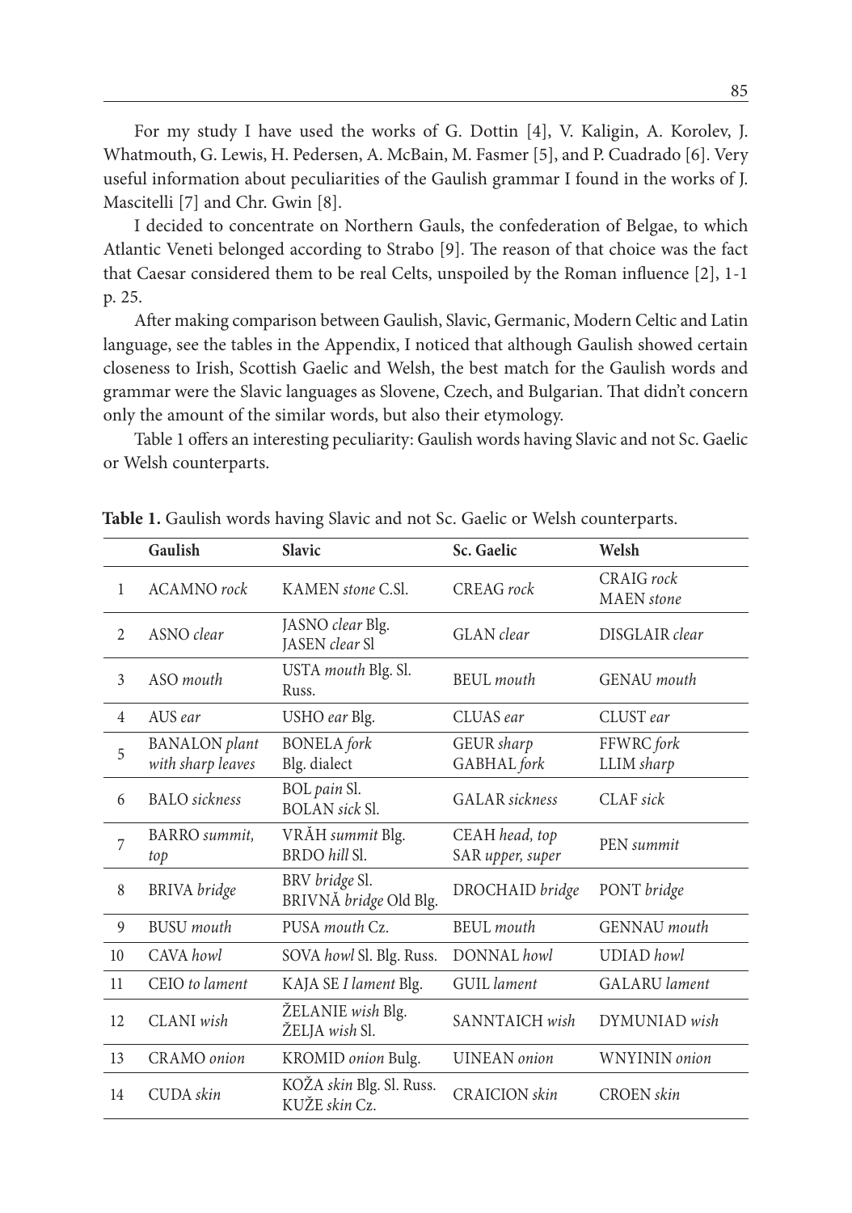For my study I have used the works of G. Dottin [4], V. Kaligin, A. Korolev, J. Whatmouth, G. Lewis, H. Pedersen, A. McBain, M. Fasmer [5], and P. Cuadrado [6]. Very useful information about peculiarities of the Gaulish grammar I found in the works of J. Mascitelli [7] and Chr. Gwin [8].

I decided to concentrate on Northern Gauls, the confederation of Belgae, to which Atlantic Veneti belonged according to Strabo [9]. The reason of that choice was the fact that Caesar considered them to be real Celts, unspoiled by the Roman influence [2], 1-1 p. 25.

After making comparison between Gaulish, Slavic, Germanic, Modern Celtic and Latin language, see the tables in the Appendix, I noticed that although Gaulish showed certain closeness to Irish, Scottish Gaelic and Welsh, the best match for the Gaulish words and grammar were the Slavic languages as Slovene, Czech, and Bulgarian. That didn't concern only the amount of the similar words, but also their etymology.

Table 1 offers an interesting peculiarity: Gaulish words having Slavic and not Sc. Gaelic or Welsh counterparts.

**Table 1.** Gaulish words having Slavic and not Sc. Gaelic or Welsh counterparts.

| | Gaulish | Slavic | Sc. Gaelic | Welsh |
|---|---|---|---|---|
| 1 | ACAMNO *rock* | KAMEN *stone* C.Sl. | CREAG *rock* | CRAIG *rock* MAEN *stone* |
| 2 | ASNO *clear* | JASNO *clear* Blg. JASEN *clear* Sl | GLAN *clear* | DISGLAIR *clear* |
| 3 | ASO *mouth* | USTA *mouth* Blg. Sl. Russ. | BEUL *mouth* | GENAU *mouth* |
| 4 | AUS *ear* | USHO *ear* Blg. | CLUAS *ear* | CLUST *ear* |
| 5 | BANALON *plant with sharp leaves* | BONELA *fork* Blg. dialect | GEUR *sharp* GABHAL *fork* | FFWRC *fork* LLIM *sharp* |
| 6 | BALO *sickness* | BOL *pain* Sl. BOLAN *sick* Sl. | GALAR *sickness* | CLAF *sick* |
| 7 | BARRO *summit, top* | VRĂH *summit* Blg. BRDO *hill* Sl. | CEAH *head, top* SAR *upper, super* | PEN *summit* |
| 8 | BRIVA *bridge* | BRV *bridge* Sl. BRIVNĂ *bridge* Old Blg. | DROCHAID *bridge* | PONT *bridge* |
| 9 | BUSU *mouth* | PUSA *mouth* Cz. | BEUL *mouth* | GENNAU *mouth* |
| 10 | CAVA *howl* | SOVA *howl* Sl. Blg. Russ. | DONNAL *howl* | UDIAD *howl* |
| 11 | CEIO *to lament* | KAJA SE *I lament* Blg. | GUIL *lament* | GALARU *lament* |
| 12 | CLANI *wish* | ŽELANIE *wish* Blg. ŽELJA *wish* Sl. | SANNTAICH *wish* | DYMUNIAD *wish* |
| 13 | CRAMO *onion* | KROMID *onion* Bulg. | UINEAN *onion* | WNYININ *onion* |
| 14 | CUDA *skin* | KOŽA *skin* Blg. Sl. Russ. KUŽE *skin* Cz. | CRAICION *skin* | CROEN *skin* |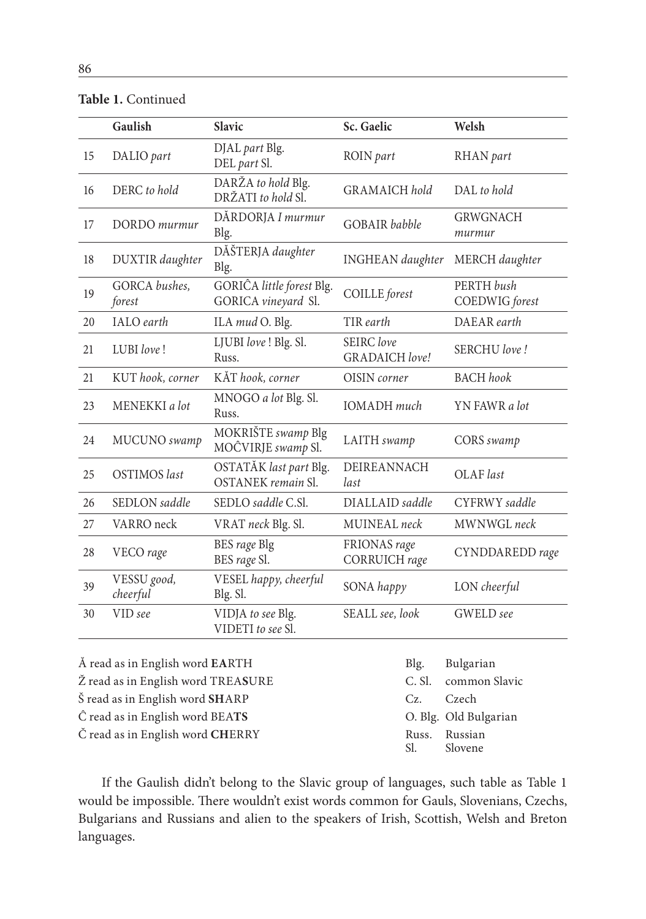**Table 1.** Continued

| | Gaulish | Slavic | Sc. Gaelic | Welsh |
|---|---|---|---|---|
| 15 | DALIO *part* | DJAL *part* Blg.<br>DEL *part* Sl. | ROIN *part* | RHAN *part* |
| 16 | DERC *to hold* | DARŽA *to hold* Blg.<br>DRŽATI *to hold* Sl. | GRAMAICH *hold* | DAL *to hold* |
| 17 | DORDO *murmur* | DĂRDORJA *I murmur* Blg. | GOBAIR *babble* | GRWGNACH *murmur* |
| 18 | DUXTIR *daughter* | DĂŠTERJA *daughter* Blg. | INGHEAN *daughter* | MERCH *daughter* |
| 19 | GORCA *bushes, forest* | GORIĈA *little forest* Blg.<br>GORICA *vineyard* Sl. | COILLE *forest* | PERTH *bush*<br>COEDWIG *forest* |
| 20 | IALO *earth* | ILA *mud* O. Blg. | TIR *earth* | DAEAR *earth* |
| 21 | LUBI *love* ! | LJUBI *love* ! Blg. Sl. Russ. | SEIRC *love*<br>GRADAICH *love!* | SERCHU *love !* |
| 21 | KUT *hook, corner* | KĂT *hook, corner* | OISIN *corner* | BACH *hook* |
| 23 | MENEKKI *a lot* | MNOGO *a lot* Blg. Sl. Russ. | IOMADH *much* | YN FAWR *a lot* |
| 24 | MUCUNO *swamp* | MOKRIŠTE *swamp* Blg<br>MOĈVIRJE *swamp* Sl. | LAITH *swamp* | CORS *swamp* |
| 25 | OSTIMOS *last* | OSTATĂK *last part* Blg.<br>OSTANEK *remain* Sl. | DEIREANNACH *last* | OLAF *last* |
| 26 | SEDLON *saddle* | SEDLO *saddle* C.Sl. | DIALLAID *saddle* | CYFRWY *saddle* |
| 27 | VARRO neck | VRAT *neck* Blg. Sl. | MUINEAL *neck* | MWNWGL *neck* |
| 28 | VECO *rage* | BES *rage* Blg<br>BES *rage* Sl. | FRIONAS *rage*<br>CORRUICH *rage* | CYNDDAREDD *rage* |
| 39 | VESSU *good, cheerful* | VESEL *happy, cheerful* Blg. Sl. | SONA *happy* | LON *cheerful* |
| 30 | VID *see* | VIDJA *to see* Blg.<br>VIDETI *to see* Sl. | SEALL *see, look* | GWELD *see* |

Ă read as in English word **EA**RTH
Ž read as in English word TREA**S**URE
Š read as in English word **SH**ARP
Ĉ read as in English word BEA**TS**
Č read as in English word **CH**ERRY

Blg. Bulgarian
C. Sl. common Slavic
Cz. Czech
O. Blg. Old Bulgarian
Russ. Russian
Sl. Slovene

If the Gaulish didn't belong to the Slavic group of languages, such table as Table 1 would be impossible. There wouldn't exist words common for Gauls, Slovenians, Czechs, Bulgarians and Russians and alien to the speakers of Irish, Scottish, Welsh and Breton languages.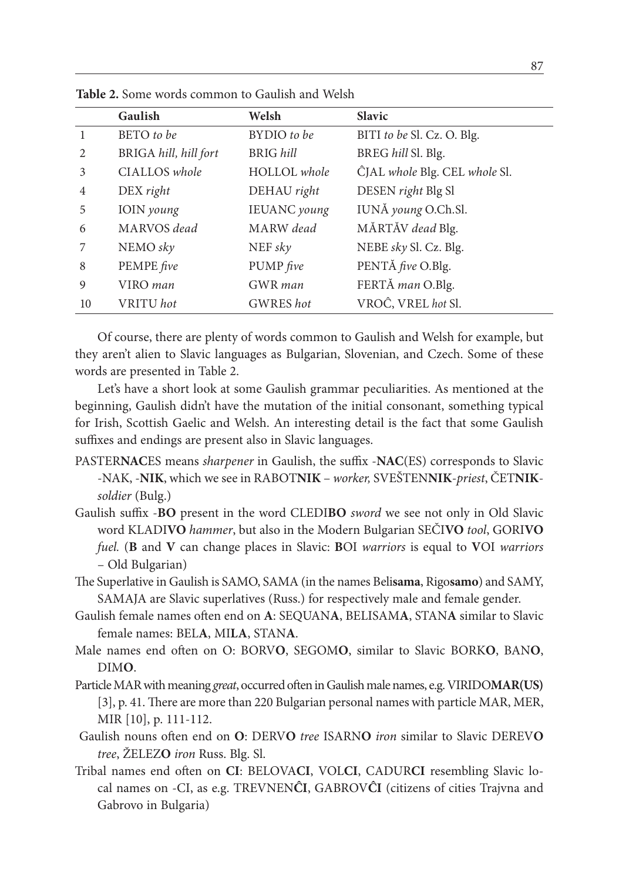**Table 2.** Some words common to Gaulish and Welsh

| | Gaulish | Welsh | Slavic |
|---|---|---|---|
| 1 | BETO *to be* | BYDIO *to be* | BITI *to be* Sl. Cz. O. Blg. |
| 2 | BRIGA *hill, hill fort* | BRIG *hill* | BREG *hill* Sl. Blg. |
| 3 | CIALLOS *whole* | HOLLOL *whole* | ĈJAL *whole* Blg. CEL *whole* Sl. |
| 4 | DEX *right* | DEHAU *right* | DESEN *right* Blg Sl |
| 5 | IOIN *young* | IEUANC *young* | IUNĂ *young* O.Ch.Sl. |
| 6 | MARVOS *dead* | MARW *dead* | MĂRTĂV *dead* Blg. |
| 7 | NEMO *sky* | NEF *sky* | NEBE *sky* Sl. Cz. Blg. |
| 8 | PEMPE *five* | PUMP *five* | PENTĂ *five* O.Blg. |
| 9 | VIRO *man* | GWR *man* | FERTĂ *man* O.Blg. |
| 10 | VRITU *hot* | GWRES *hot* | VROĈ, VREL *hot* Sl. |

Of course, there are plenty of words common to Gaulish and Welsh for example, but they aren't alien to Slavic languages as Bulgarian, Slovenian, and Czech. Some of these words are presented in Table 2.

Let's have a short look at some Gaulish grammar peculiarities. As mentioned at the beginning, Gaulish didn't have the mutation of the initial consonant, something typical for Irish, Scottish Gaelic and Welsh. An interesting detail is the fact that some Gaulish suffixes and endings are present also in Slavic languages.

PASTER**NAC**ES means *sharpener* in Gaulish, the suffix -**NAC**(ES) corresponds to Slavic -NAK, -**NIK**, which we see in RABOT**NIK** – *worker,* SVEŠTEN**NIK**-*priest*, ČET**NIK**-*soldier* (Bulg.)

Gaulish suffix -**BO** present in the word CLEDI**BO** *sword* we see not only in Old Slavic word KLADI**VO** *hammer*, but also in the Modern Bulgarian SEČI**VO** *tool*, GORI**VO** *fuel.* (**B** and **V** can change places in Slavic: **B**OI *warriors* is equal to **V**OI *warriors* – Old Bulgarian)

The Superlative in Gaulish is SAMO, SAMA (in the names Beli**sama**, Rigo**samo**) and SAMY, SAMAJA are Slavic superlatives (Russ.) for respectively male and female gender.

Gaulish female names often end on **A**: SEQUAN**A**, BELISAM**A**, STAN**A** similar to Slavic female names: BEL**A**, MI**LA**, STAN**A**.

Male names end often on O: BORV**O**, SEGOM**O**, similar to Slavic BORK**O**, BAN**O**, DIM**O**.

Particle MAR with meaning *great*, occurred often in Gaulish male names, e.g. VIRIDO**MAR(US)** [3], p. 41. There are more than 220 Bulgarian personal names with particle MAR, MER, MIR [10], p. 111-112.

Gaulish nouns often end on **O**: DERV**O** *tree* ISARN**O** *iron* similar to Slavic DEREV**O** *tree*, ŽELEZ**O** *iron* Russ. Blg. Sl.

Tribal names end often on **CI**: BELOVA**CI**, VOL**CI**, CADUR**CI** resembling Slavic local names on -CI, as e.g. TREVNEN**ĈI**, GABROV**ĈI** (citizens of cities Trajvna and Gabrovo in Bulgaria)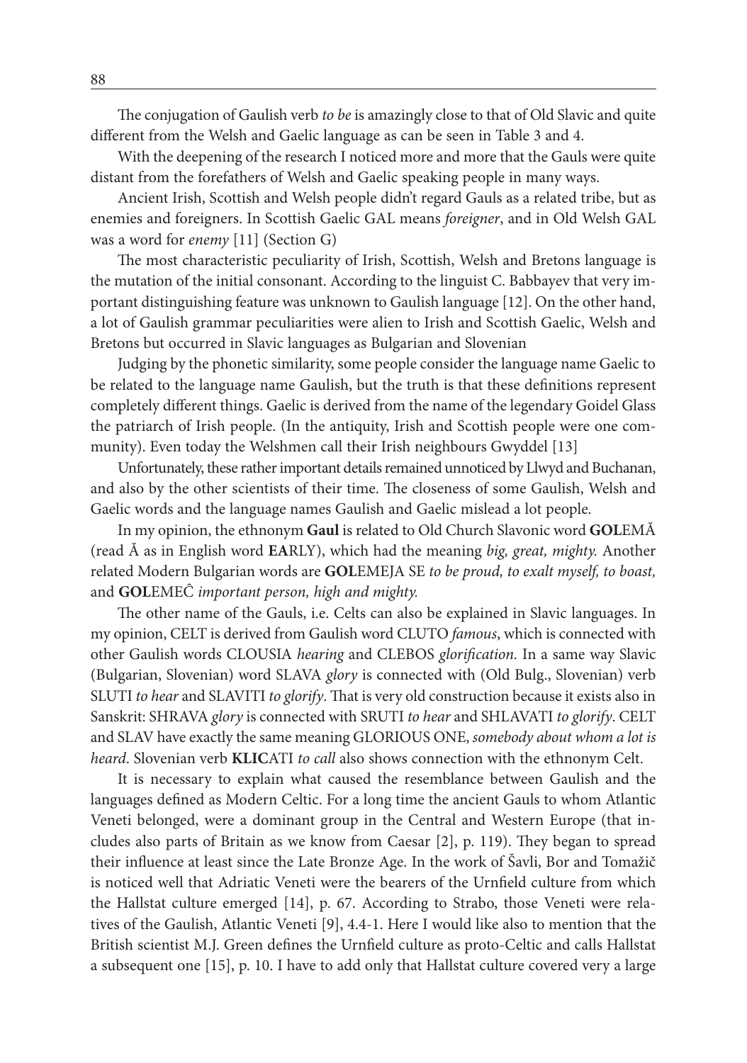The conjugation of Gaulish verb *to be* is amazingly close to that of Old Slavic and quite different from the Welsh and Gaelic language as can be seen in Table 3 and 4.

With the deepening of the research I noticed more and more that the Gauls were quite distant from the forefathers of Welsh and Gaelic speaking people in many ways.

Ancient Irish, Scottish and Welsh people didn't regard Gauls as a related tribe, but as enemies and foreigners. In Scottish Gaelic GAL means *foreigner*, and in Old Welsh GAL was a word for *enemy* [11] (Section G)

The most characteristic peculiarity of Irish, Scottish, Welsh and Bretons language is the mutation of the initial consonant. According to the linguist C. Babbayev that very important distinguishing feature was unknown to Gaulish language [12]. On the other hand, a lot of Gaulish grammar peculiarities were alien to Irish and Scottish Gaelic, Welsh and Bretons but occurred in Slavic languages as Bulgarian and Slovenian

Judging by the phonetic similarity, some people consider the language name Gaelic to be related to the language name Gaulish, but the truth is that these definitions represent completely different things. Gaelic is derived from the name of the legendary Goidel Glass the patriarch of Irish people. (In the antiquity, Irish and Scottish people were one community). Even today the Welshmen call their Irish neighbours Gwyddel [13]

Unfortunately, these rather important details remained unnoticed by Llwyd and Buchanan, and also by the other scientists of their time. The closeness of some Gaulish, Welsh and Gaelic words and the language names Gaulish and Gaelic mislead a lot people.

In my opinion, the ethnonym **Gaul** is related to Old Church Slavonic word **GOL**EMĂ (read Ă as in English word **EA**RLY), which had the meaning *big, great, mighty.* Another related Modern Bulgarian words are **GOL**EMEJA SE *to be proud, to exalt myself, to boast,* and **GOL**EMEĈ *important person, high and mighty.*

The other name of the Gauls, i.e. Celts can also be explained in Slavic languages. In my opinion, CELT is derived from Gaulish word CLUTO *famous*, which is connected with other Gaulish words CLOUSIA *hearing* and CLEBOS *glorification.* In a same way Slavic (Bulgarian, Slovenian) word SLAVA *glory* is connected with (Old Bulg., Slovenian) verb SLUTI *to hear* and SLAVITI *to glorify*. That is very old construction because it exists also in Sanskrit: SHRAVA *glory* is connected with SRUTI *to hear* and SHLAVATI *to glorify*. CELT and SLAV have exactly the same meaning GLORIOUS ONE, *somebody about whom a lot is heard.* Slovenian verb **KLIC**ATI *to call* also shows connection with the ethnonym Celt.

It is necessary to explain what caused the resemblance between Gaulish and the languages defined as Modern Celtic. For a long time the ancient Gauls to whom Atlantic Veneti belonged, were a dominant group in the Central and Western Europe (that includes also parts of Britain as we know from Caesar [2], p. 119). They began to spread their influence at least since the Late Bronze Age. In the work of Šavli, Bor and Tomažič is noticed well that Adriatic Veneti were the bearers of the Urnfield culture from which the Hallstat culture emerged [14], p. 67. According to Strabo, those Veneti were relatives of the Gaulish, Atlantic Veneti [9], 4.4-1. Here I would like also to mention that the British scientist M.J. Green defines the Urnfield culture as proto-Celtic and calls Hallstat a subsequent one [15], p. 10. I have to add only that Hallstat culture covered very a large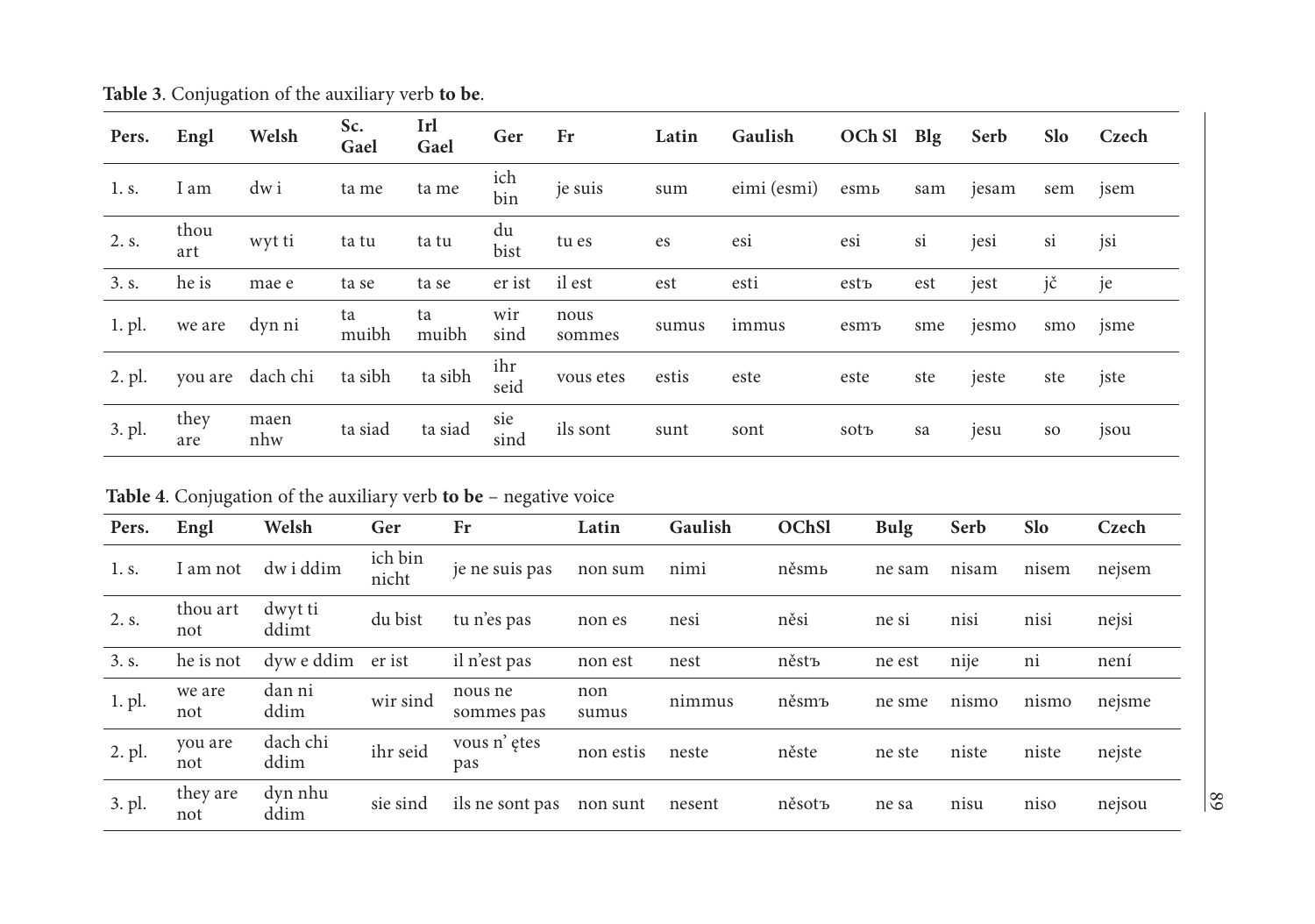**Table 3**. Conjugation of the auxiliary verb **to be**.

| Pers. | Engl | Welsh | Sc. Gael | Irl Gael | Ger | Fr | Latin | Gaulish | OCh Sl | Blg | Serb | Slo | Czech |
|---|---|---|---|---|---|---|---|---|---|---|---|---|---|
| 1. s. | I am | dw i | ta me | ta me | ich bin | je suis | sum | eimi (esmi) | esmь | sam | jesam | sem | jsem |
| 2. s. | thou art | wyt ti | ta tu | ta tu | du bist | tu es | es | esi | esi | si | jesi | si | jsi |
| 3. s. | he is | mae e | ta se | ta se | er ist | il est | est | esti | estъ | est | jest | jč | je |
| 1. pl. | we are | dyn ni | ta muibh | ta muibh | wir sind | nous sommes | sumus | immus | esmъ | sme | jesmo | smo | jsme |
| 2. pl. | you are | dach chi | ta sibh | ta sibh | ihr seid | vous etes | estis | este | este | ste | jeste | ste | jste |
| 3. pl. | they are | maen nhw | ta siad | ta siad | sie sind | ils sont | sunt | sont | sotъ | sa | jesu | so | jsou |

**Table 4**. Conjugation of the auxiliary verb **to be** – negative voice

| Pers. | Engl | Welsh | Ger | Fr | Latin | Gaulish | OChSl | Bulg | Serb | Slo | Czech |
|---|---|---|---|---|---|---|---|---|---|---|---|
| 1. s. | I am not | dw i ddim | ich bin nicht | je ne suis pas | non sum | nimi | něsmь | ne sam | nisam | nisem | nejsem |
| 2. s. | thou art not | dwyt ti ddimt | du bist | tu n'es pas | non es | nesi | něsi | ne si | nisi | nisi | nejsi |
| 3. s. | he is not | dyw e ddim | er ist | il n'est pas | non est | nest | něstъ | ne est | nije | ni | není |
| 1. pl. | we are not | dan ni ddim | wir sind | nous ne sommes pas | non sumus | nimmus | něsmъ | ne sme | nismo | nismo | nejsme |
| 2. pl. | you are not | dach chi ddim | ihr seid | vous n' ętes pas | non estis | neste | něste | ne ste | niste | niste | nejste |
| 3. pl. | they are not | dyn nhu ddim | sie sind | ils ne sont pas | non sunt | nesent | něsotъ | ne sa | nisu | niso | nejsou |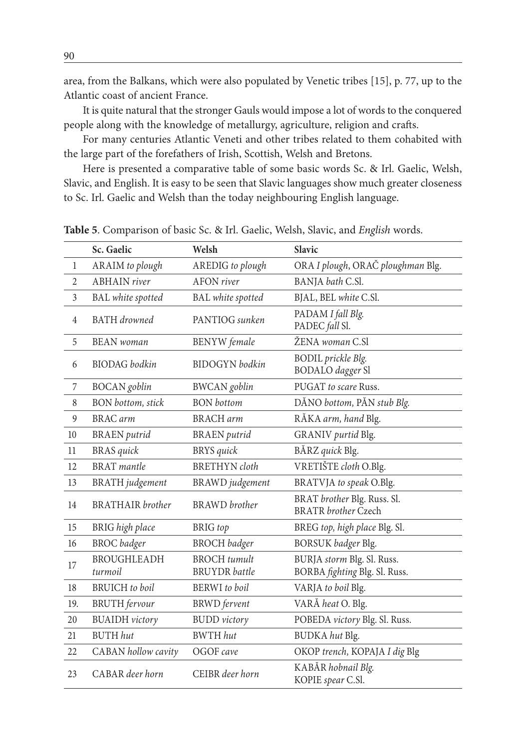area, from the Balkans, which were also populated by Venetic tribes [15], p. 77, up to the Atlantic coast of ancient France.

It is quite natural that the stronger Gauls would impose a lot of words to the conquered people along with the knowledge of metallurgy, agriculture, religion and crafts.

For many centuries Atlantic Veneti and other tribes related to them cohabited with the large part of the forefathers of Irish, Scottish, Welsh and Bretons.

Here is presented a comparative table of some basic words Sc. & Irl. Gaelic, Welsh, Slavic, and English. It is easy to be seen that Slavic languages show much greater closeness to Sc. Irl. Gaelic and Welsh than the today neighbouring English language.

**Table 5**. Comparison of basic Sc. & Irl. Gaelic, Welsh, Slavic, and *English* words.

| | **Sc. Gaelic** | **Welsh** | **Slavic** |
|---|---|---|---|
| 1 | ARAIM *to plough* | AREDIG *to plough* | ORA *I plough*, ORAČ *ploughman* Blg. |
| 2 | ABHAIN *river* | AFON *river* | BANJA *bath* C.Sl. |
| 3 | BAL *white spotted* | BAL *white spotted* | BJAL, BEL *white* C.Sl. |
| 4 | BATH *drowned* | PANTIOG *sunken* | PADAM *I fall Blg.*<br>PADEC *fall* Sl. |
| 5 | BEAN *woman* | BENYW *female* | ŽENA *woman* C.Sl |
| 6 | BIODAG *bodkin* | BIDOGYN *bodkin* | BODIL *prickle Blg.*<br>BODALO *dagger* Sl |
| 7 | BOCAN *goblin* | BWCAN *goblin* | PUGAT *to scare* Russ. |
| 8 | BON *bottom, stick* | BON *bottom* | DĂNO *bottom,* PĂN *stub Blg.* |
| 9 | BRAC *arm* | BRACH *arm* | RĂKA *arm, hand* Blg. |
| 10 | BRAEN *putrid* | BRAEN *putrid* | GRANIV *purtid* Blg. |
| 11 | BRAS *quick* | BRYS *quick* | BĂRZ *quick* Blg. |
| 12 | BRAT *mantle* | BRETHYN *cloth* | VRETIŠTE *cloth* O.Blg. |
| 13 | BRATH *judgement* | BRAWD *judgement* | BRATVJA *to speak* O.Blg. |
| 14 | BRATHAIR *brother* | BRAWD *brother* | BRAT *brother* Blg. Russ. Sl.<br>BRATR *brother* Czech |
| 15 | BRIG *high place* | BRIG *top* | BREG *top, high place* Blg. Sl. |
| 16 | BROC *badger* | BROCH *badger* | BORSUK *badger* Blg. |
| 17 | BROUGHLEADH *turmoil* | BROCH *tumult*<br>BRUYDR *battle* | BURJA *storm* Blg. Sl. Russ.<br>BORBA *fighting* Blg. Sl. Russ. |
| 18 | BRUICH *to boil* | BERWI *to boil* | VARJA *to boil* Blg. |
| 19. | BRUTH *fervour* | BRWD *fervent* | VARĂ *heat* O. Blg. |
| 20 | BUAIDH *victory* | BUDD *victory* | POBEDA *victory* Blg. Sl. Russ. |
| 21 | BUTH *hut* | BWTH *hut* | BUDKA *hut* Blg. |
| 22 | CABAN *hollow cavity* | OGOF *cave* | OKOP *trench,* KOPAJA *I dig* Blg |
| 23 | CABAR *deer horn* | CEIBR *deer horn* | KABĂR *hobnail Blg.*<br>KOPIE *spear* C.Sl. |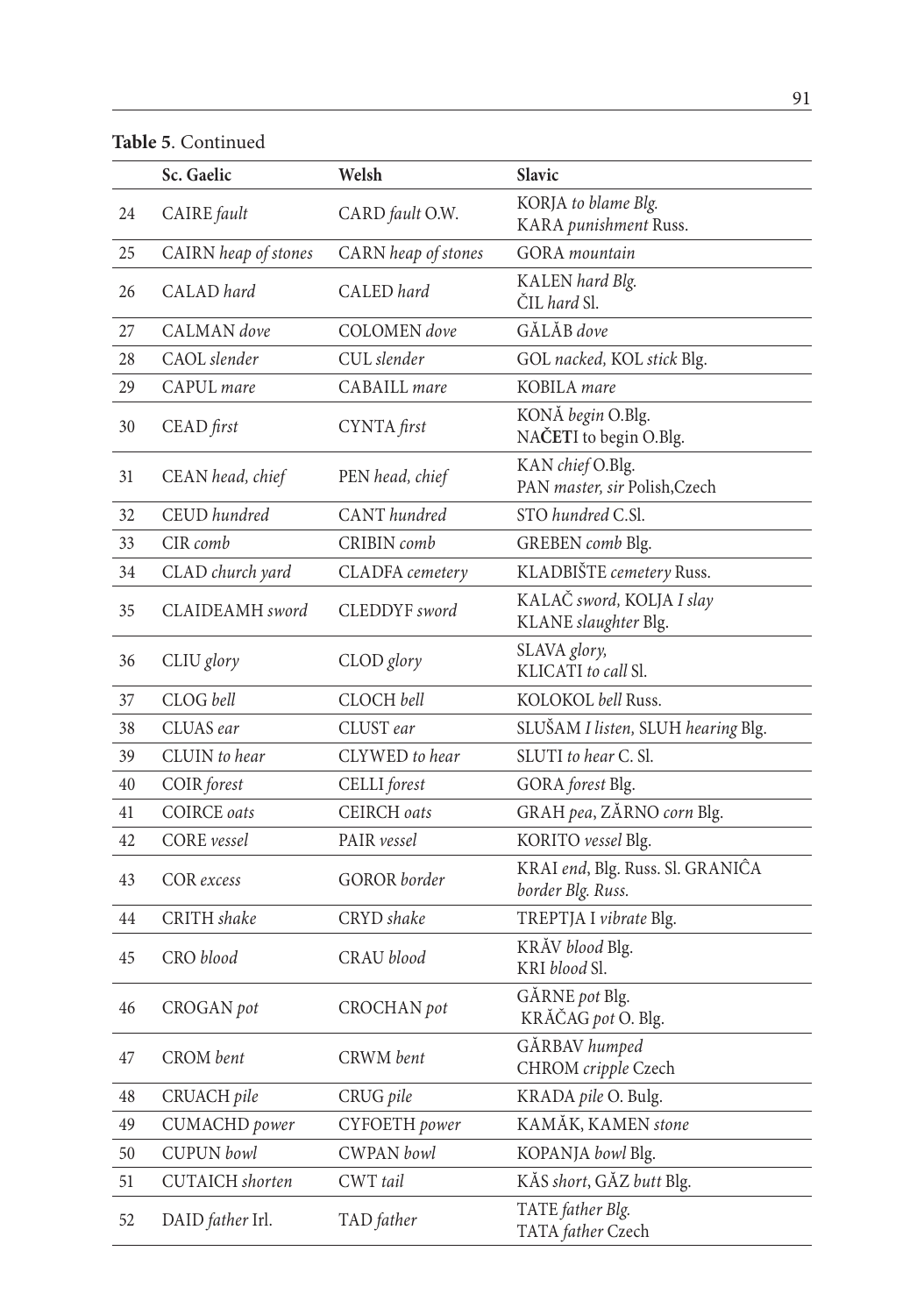**Table 5**. Continued

| | Sc. Gaelic | Welsh | Slavic |
|---|---|---|---|
| 24 | CAIRE *fault* | CARD *fault* O.W. | KORJA *to blame Blg.*<br>KARA *punishment* Russ. |
| 25 | CAIRN *heap of stones* | CARN *heap of stones* | GORA *mountain* |
| 26 | CALAD *hard* | CALED *hard* | KALEN *hard Blg.*<br>ČIL *hard* Sl. |
| 27 | CALMAN *dove* | COLOMEN *dove* | GĂLĂB *dove* |
| 28 | CAOL *slender* | CUL *slender* | GOL *nacked,* KOL *stick* Blg. |
| 29 | CAPUL *mare* | CABAILL *mare* | KOBILA *mare* |
| 30 | CEAD *first* | CYNTA *first* | KONĂ *begin* O.Blg.<br>NA**ČET**I to begin O.Blg. |
| 31 | CEAN *head, chief* | PEN *head, chief* | KAN *chief* O.Blg.<br>PAN *master, sir* Polish,Czech |
| 32 | CEUD *hundred* | CANT *hundred* | STO *hundred* C.Sl. |
| 33 | CIR *comb* | CRIBIN *comb* | GREBEN *comb* Blg. |
| 34 | CLAD *church yard* | CLADFA *cemetery* | KLADBIŠTE *cemetery* Russ. |
| 35 | CLAIDEAMH *sword* | CLEDDYF *sword* | KALAČ *sword,* KOLJA *I slay*<br>KLANE *slaughter* Blg. |
| 36 | CLIU *glory* | CLOD *glory* | SLAVA *glory,*<br>KLICATI *to call* Sl. |
| 37 | CLOG *bell* | CLOCH *bell* | KOLOKOL *bell* Russ. |
| 38 | CLUAS *ear* | CLUST *ear* | SLUŠAM *I listen,* SLUH *hearing* Blg. |
| 39 | CLUIN *to hear* | CLYWED *to hear* | SLUTI *to hear* C. Sl. |
| 40 | COIR *forest* | CELLI *forest* | GORA *forest* Blg. |
| 41 | COIRCE *oats* | CEIRCH *oats* | GRAH *pea*, ZĂRNO *corn* Blg. |
| 42 | CORE *vessel* | PAIR *vessel* | KORITO *vessel* Blg. |
| 43 | COR *excess* | GOROR *border* | KRAI *end*, Blg. Russ. Sl. GRANIĈA<br>*border Blg. Russ.* |
| 44 | CRITH *shake* | CRYD *shake* | TREPTJA I *vibrate* Blg. |
| 45 | CRO *blood* | CRAU *blood* | KRĂV *blood* Blg.<br>KRI *blood* Sl. |
| 46 | CROGAN *pot* | CROCHAN *pot* | GĂRNE *pot* Blg.<br>KRĂČAG *pot* O. Blg. |
| 47 | CROM *bent* | CRWM *bent* | GĂRBAV *humped*<br>CHROM *cripple* Czech |
| 48 | CRUACH *pile* | CRUG *pile* | KRADA *pile* O. Bulg. |
| 49 | CUMACHD *power* | CYFOETH *power* | KAMĂK, KAMEN *stone* |
| 50 | CUPUN *bowl* | CWPAN *bowl* | KOPANJA *bowl* Blg. |
| 51 | CUTAICH *shorten* | CWT *tail* | KĂS *short*, GĂZ *butt* Blg. |
| 52 | DAID *father* Irl. | TAD *father* | TATE *father Blg.*<br>TATA *father* Czech |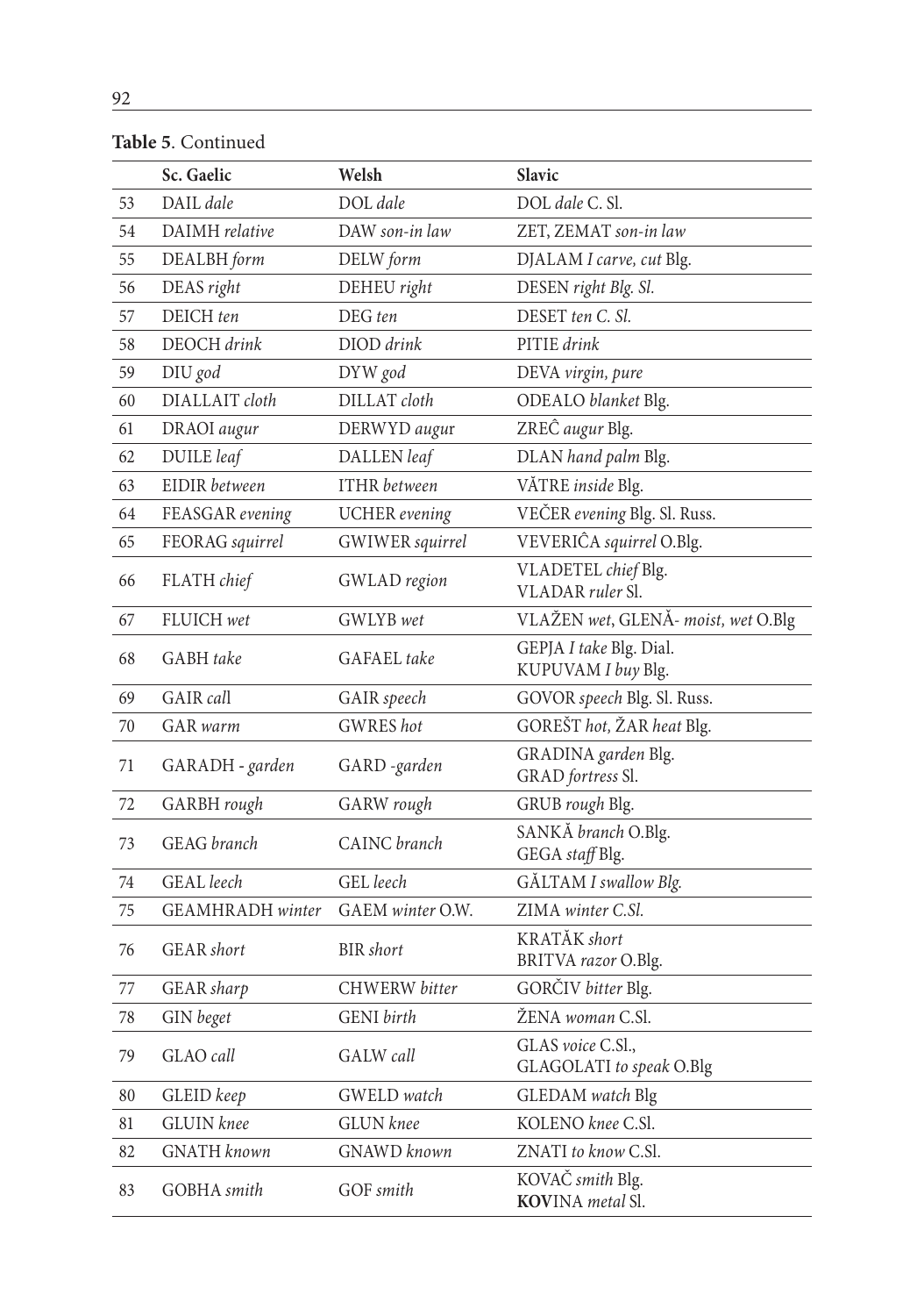**Table 5**. Continued

| | Sc. Gaelic | Welsh | Slavic |
|---|---|---|---|
| 53 | DAIL *dale* | DOL *dale* | DOL *dale* C. Sl. |
| 54 | DAIMH *relative* | DAW *son-in law* | ZET, ZEMAT *son-in law* |
| 55 | DEALBH *form* | DELW *form* | DJALAM *I carve, cut* Blg. |
| 56 | DEAS *right* | DEHEU *right* | DESEN *right Blg. Sl.* |
| 57 | DEICH *ten* | DEG *ten* | DESET *ten C. Sl.* |
| 58 | DEOCH *drink* | DIOD *drink* | PITIE *drink* |
| 59 | DIU *god* | DYW *god* | DEVA *virgin, pure* |
| 60 | DIALLAIT *cloth* | DILLAT *cloth* | ODEALO *blanket* Blg. |
| 61 | DRAOI *augur* | DERWYD *augur* | ZREĈ *augur* Blg. |
| 62 | DUILE *leaf* | DALLEN *leaf* | DLAN *hand palm* Blg. |
| 63 | EIDIR *between* | ITHR *between* | VĂTRE *inside* Blg. |
| 64 | FEASGAR *evening* | UCHER *evening* | VEČER *evening* Blg. Sl. Russ. |
| 65 | FEORAG *squirrel* | GWIWER *squirrel* | VEVERIĈA *squirrel* O.Blg. |
| 66 | FLATH *chief* | GWLAD *region* | VLADETEL *chief* Blg.<br>VLADAR *ruler* Sl. |
| 67 | FLUICH *wet* | GWLYB *wet* | VLAŽEN *wet*, GLENĂ- *moist, wet* O.Blg |
| 68 | GABH *take* | GAFAEL *take* | GEPJA *I take* Blg. Dial.<br>KUPUVAM *I buy* Blg. |
| 69 | GAIR *call* | GAIR *speech* | GOVOR *speech* Blg. Sl. Russ. |
| 70 | GAR *warm* | GWRES *hot* | GOREŠT *hot*, ŽAR *heat* Blg. |
| 71 | GARADH - *garden* | GARD -*garden* | GRADINA *garden* Blg.<br>GRAD *fortress* Sl. |
| 72 | GARBH *rough* | GARW *rough* | GRUB *rough* Blg. |
| 73 | GEAG *branch* | CAINC *branch* | SANKĂ *branch* O.Blg.<br>GEGA *staff* Blg. |
| 74 | GEAL *leech* | GEL *leech* | GĂLTAM *I swallow Blg.* |
| 75 | GEAMHRADH *winter* | GAEM *winter* O.W. | ZIMA *winter C.Sl.* |
| 76 | GEAR *short* | BIR *short* | KRATĂK *short*<br>BRITVA *razor* O.Blg. |
| 77 | GEAR *sharp* | CHWERW *bitter* | GORČIV *bitter* Blg. |
| 78 | GIN *beget* | GENI *birth* | ŽENA *woman* C.Sl. |
| 79 | GLAO *call* | GALW *call* | GLAS *voice* C.Sl.,<br>GLAGOLATI *to speak* O.Blg |
| 80 | GLEID *keep* | GWELD *watch* | GLEDAM *watch* Blg |
| 81 | GLUIN *knee* | GLUN *knee* | KOLENO *knee* C.Sl. |
| 82 | GNATH *known* | GNAWD *known* | ZNATI *to know* C.Sl. |
| 83 | GOBHA *smith* | GOF *smith* | KOVAČ *smith* Blg.<br>**KOV**INA *metal* Sl. |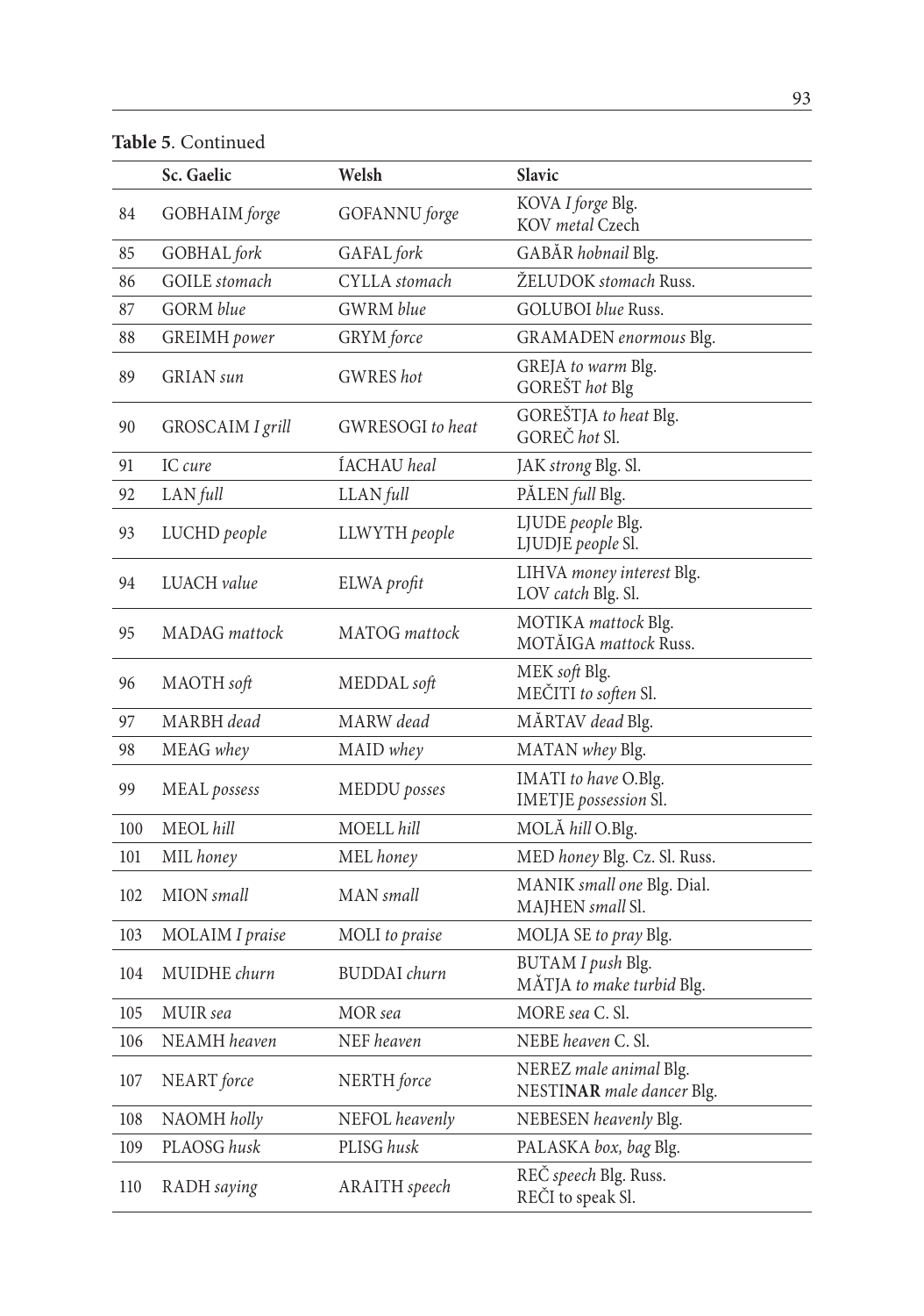**Table 5**. Continued

| | Sc. Gaelic | Welsh | Slavic |
|---|---|---|---|
| 84 | GOBHAIM *forge* | GOFANNU *forge* | KOVA *I forge* Blg.<br>KOV *metal* Czech |
| 85 | GOBHAL *fork* | GAFAL *fork* | GABĂR *hobnail* Blg. |
| 86 | GOILE *stomach* | CYLLA *stomach* | ŽELUDOK *stomach* Russ. |
| 87 | GORM *blue* | GWRM *blue* | GOLUBOI *blue* Russ. |
| 88 | GREIMH *power* | GRYM *force* | GRAMADEN *enormous* Blg. |
| 89 | GRIAN *sun* | GWRES *hot* | GREJA *to warm* Blg.<br>GOREŠT *hot* Blg |
| 90 | GROSCAIM *I grill* | GWRESOGI *to heat* | GOREŠTJA *to heat* Blg.<br>GOREČ *hot* Sl. |
| 91 | IC *cure* | ÍACHAU *heal* | JAK *strong* Blg. Sl. |
| 92 | LAN *full* | LLAN *full* | PĂLEN *full* Blg. |
| 93 | LUCHD *people* | LLWYTH *people* | LJUDE *people* Blg.<br>LJUDJE *people* Sl. |
| 94 | LUACH *value* | ELWA *profit* | LIHVA *money interest* Blg.<br>LOV *catch* Blg. Sl. |
| 95 | MADAG *mattock* | MATOG *mattock* | MOTIKA *mattock* Blg.<br>MOTĂIGA *mattock* Russ. |
| 96 | MAOTH *soft* | MEDDAL *soft* | MEK *soft* Blg.<br>MEČITI *to soften* Sl. |
| 97 | MARBH *dead* | MARW *dead* | MĂRTAV *dead* Blg. |
| 98 | MEAG *whey* | MAID *whey* | MATAN *whey* Blg. |
| 99 | MEAL *possess* | MEDDU *posses* | IMATI *to have* O.Blg.<br>IMETJE *possession* Sl. |
| 100 | MEOL *hill* | MOELL *hill* | MOLĂ *hill* O.Blg. |
| 101 | MIL *honey* | MEL *honey* | MED *honey* Blg. Cz. Sl. Russ. |
| 102 | MION *small* | MAN *small* | MANIK *small one* Blg. Dial.<br>MAJHEN *small* Sl. |
| 103 | MOLAIM *I praise* | MOLI *to praise* | MOLJA SE *to pray* Blg. |
| 104 | MUIDHE *churn* | BUDDAI *churn* | BUTAM *I push* Blg.<br>MĂTJA *to make turbid* Blg. |
| 105 | MUIR *sea* | MOR *sea* | MORE *sea* C. Sl. |
| 106 | NEAMH *heaven* | NEF *heaven* | NEBE *heaven* C. Sl. |
| 107 | NEART *force* | NERTH *force* | NEREZ *male animal* Blg.<br>NESTI**NAR** *male dancer* Blg. |
| 108 | NAOMH *holly* | NEFOL *heavenly* | NEBESEN *heavenly* Blg. |
| 109 | PLAOSG *husk* | PLISG *husk* | PALASKA *box, bag* Blg. |
| 110 | RADH *saying* | ARAITH *speech* | REČ *speech* Blg. Russ.<br>REČI to speak Sl. |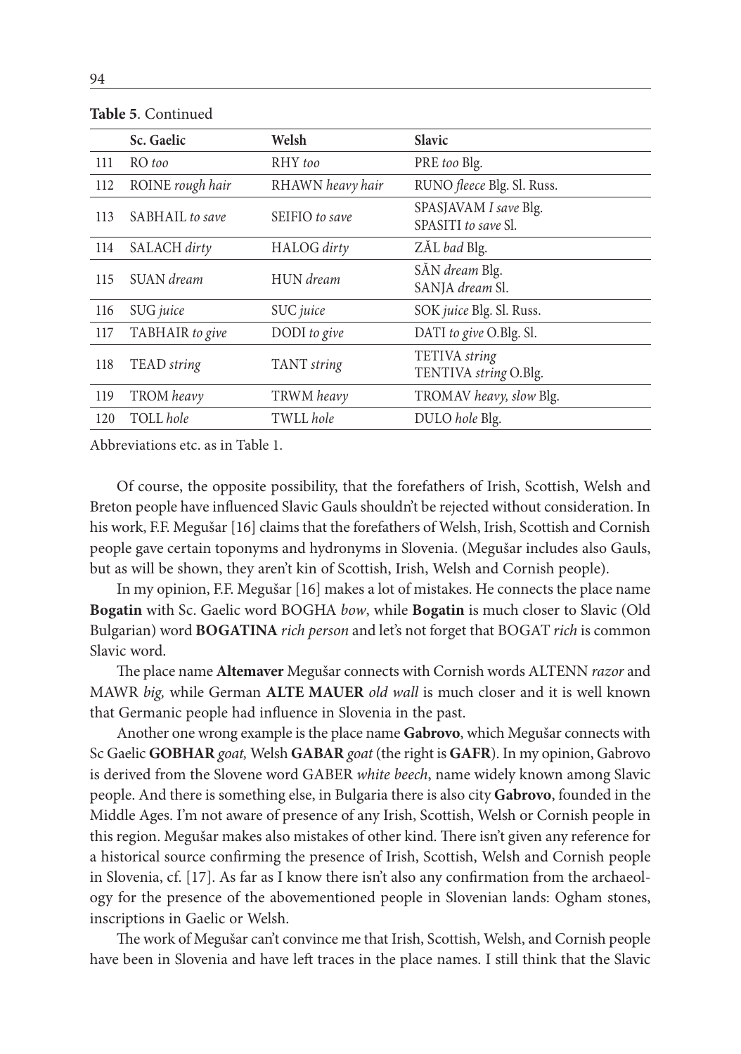**Table 5**. Continued

| | Sc. Gaelic | Welsh | Slavic |
|---|---|---|---|
| 111 | RO *too* | RHY *too* | PRE *too* Blg. |
| 112 | ROINE *rough hair* | RHAWN *heavy hair* | RUNO *fleece* Blg. Sl. Russ. |
| 113 | SABHAIL *to save* | SEIFIO *to save* | SPASJAVAM *I save* Blg.<br>SPASITI *to save* Sl. |
| 114 | SALACH *dirty* | HALOG *dirty* | ZĂL *bad* Blg. |
| 115 | SUAN *dream* | HUN *dream* | SĂN *dream* Blg.<br>SANJA *dream* Sl. |
| 116 | SUG *juice* | SUC *juice* | SOK *juice* Blg. Sl. Russ. |
| 117 | TABHAIR *to give* | DODI *to give* | DATI *to give* O.Blg. Sl. |
| 118 | TEAD *string* | TANT *string* | TETIVA *string*<br>TENTIVA *string* O.Blg. |
| 119 | TROM *heavy* | TRWM *heavy* | TROMAV *heavy, slow* Blg. |
| 120 | TOLL *hole* | TWLL *hole* | DULO *hole* Blg. |

Abbreviations etc. as in Table 1.

Of course, the opposite possibility, that the forefathers of Irish, Scottish, Welsh and Breton people have influenced Slavic Gauls shouldn't be rejected without consideration. In his work, F.F. Megušar [16] claims that the forefathers of Welsh, Irish, Scottish and Cornish people gave certain toponyms and hydronyms in Slovenia. (Megušar includes also Gauls, but as will be shown, they aren't kin of Scottish, Irish, Welsh and Cornish people).

In my opinion, F.F. Megušar [16] makes a lot of mistakes. He connects the place name **Bogatin** with Sc. Gaelic word BOGHA *bow*, while **Bogatin** is much closer to Slavic (Old Bulgarian) word **BOGATINA** *rich person* and let's not forget that BOGAT *rich* is common Slavic word.

The place name **Altemaver** Megušar connects with Cornish words ALTENN *razor* and MAWR *big,* while German **ALTE MAUER** *old wall* is much closer and it is well known that Germanic people had influence in Slovenia in the past.

Another one wrong example is the place name **Gabrovo**, which Megušar connects with Sc Gaelic **GOBHAR** *goat,* Welsh **GABAR** *goat* (the right is **GAFR**). In my opinion, Gabrovo is derived from the Slovene word GABER *white beech*, name widely known among Slavic people. And there is something else, in Bulgaria there is also city **Gabrovo**, founded in the Middle Ages. I'm not aware of presence of any Irish, Scottish, Welsh or Cornish people in this region. Megušar makes also mistakes of other kind. There isn't given any reference for a historical source confirming the presence of Irish, Scottish, Welsh and Cornish people in Slovenia, cf. [17]. As far as I know there isn't also any confirmation from the archaeology for the presence of the abovementioned people in Slovenian lands: Ogham stones, inscriptions in Gaelic or Welsh.

The work of Megušar can't convince me that Irish, Scottish, Welsh, and Cornish people have been in Slovenia and have left traces in the place names. I still think that the Slavic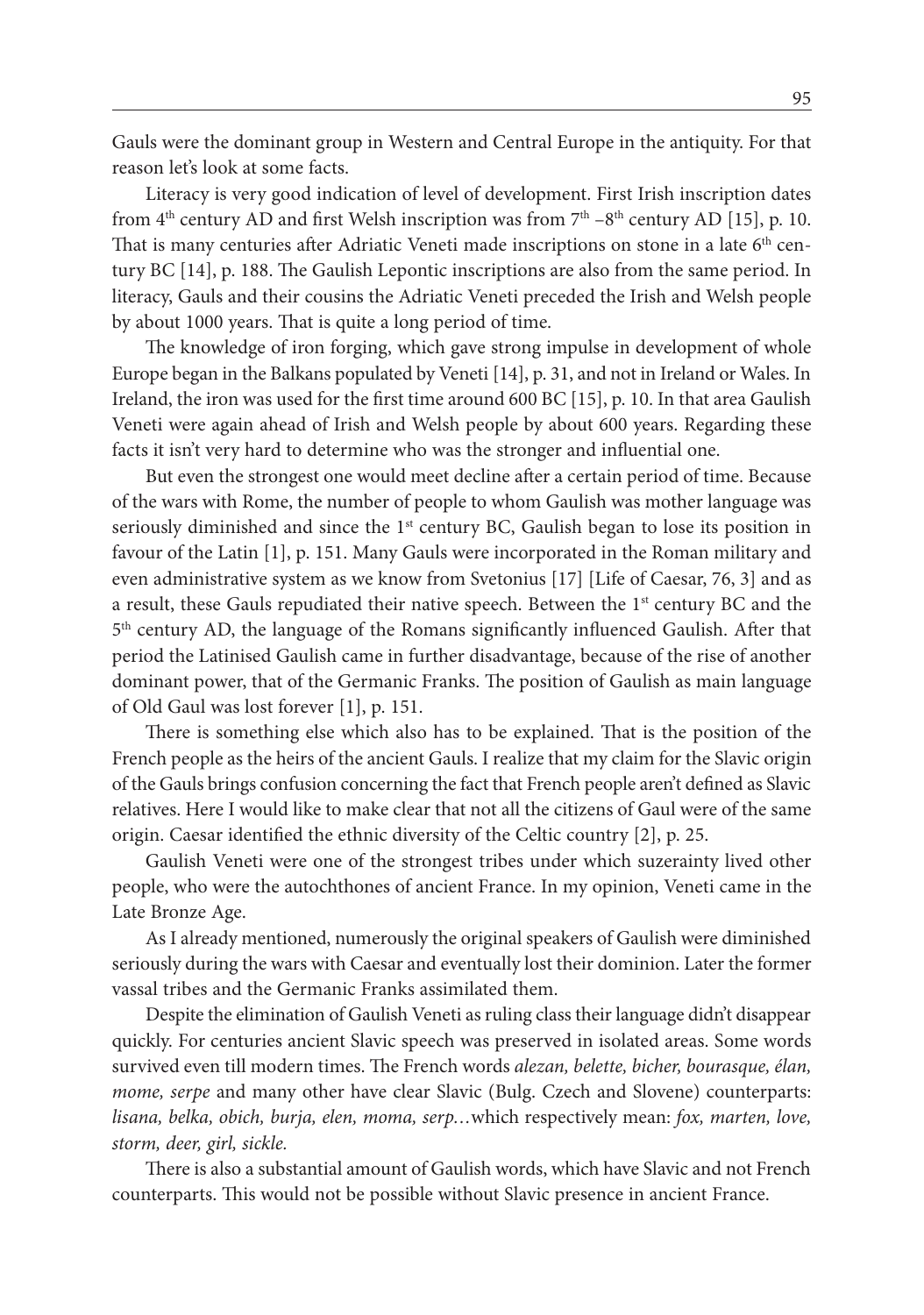Gauls were the dominant group in Western and Central Europe in the antiquity. For that reason let's look at some facts.

Literacy is very good indication of level of development. First Irish inscription dates from 4th century AD and first Welsh inscription was from 7th –8th century AD [15], p. 10. That is many centuries after Adriatic Veneti made inscriptions on stone in a late 6th century BC [14], p. 188. The Gaulish Lepontic inscriptions are also from the same period. In literacy, Gauls and their cousins the Adriatic Veneti preceded the Irish and Welsh people by about 1000 years. That is quite a long period of time.

The knowledge of iron forging, which gave strong impulse in development of whole Europe began in the Balkans populated by Veneti [14], p. 31, and not in Ireland or Wales. In Ireland, the iron was used for the first time around 600 BC [15], p. 10. In that area Gaulish Veneti were again ahead of Irish and Welsh people by about 600 years. Regarding these facts it isn't very hard to determine who was the stronger and influential one.

But even the strongest one would meet decline after a certain period of time. Because of the wars with Rome, the number of people to whom Gaulish was mother language was seriously diminished and since the 1st century BC, Gaulish began to lose its position in favour of the Latin [1], p. 151. Many Gauls were incorporated in the Roman military and even administrative system as we know from Svetonius [17] [Life of Caesar, 76, 3] and as a result, these Gauls repudiated their native speech. Between the 1st century BC and the 5th century AD, the language of the Romans significantly influenced Gaulish. After that period the Latinised Gaulish came in further disadvantage, because of the rise of another dominant power, that of the Germanic Franks. The position of Gaulish as main language of Old Gaul was lost forever [1], p. 151.

There is something else which also has to be explained. That is the position of the French people as the heirs of the ancient Gauls. I realize that my claim for the Slavic origin of the Gauls brings confusion concerning the fact that French people aren't defined as Slavic relatives. Here I would like to make clear that not all the citizens of Gaul were of the same origin. Caesar identified the ethnic diversity of the Celtic country [2], p. 25.

Gaulish Veneti were one of the strongest tribes under which suzerainty lived other people, who were the autochthones of ancient France. In my opinion, Veneti came in the Late Bronze Age.

As I already mentioned, numerously the original speakers of Gaulish were diminished seriously during the wars with Caesar and eventually lost their dominion. Later the former vassal tribes and the Germanic Franks assimilated them.

Despite the elimination of Gaulish Veneti as ruling class their language didn't disappear quickly. For centuries ancient Slavic speech was preserved in isolated areas. Some words survived even till modern times. The French words *alezan, belette, bicher, bourasque, élan, mome, serpe* and many other have clear Slavic (Bulg. Czech and Slovene) counterparts: *lisana, belka, obich, burja, elen, moma, serp…*which respectively mean: *fox, marten, love, storm, deer, girl, sickle.*

There is also a substantial amount of Gaulish words, which have Slavic and not French counterparts. This would not be possible without Slavic presence in ancient France.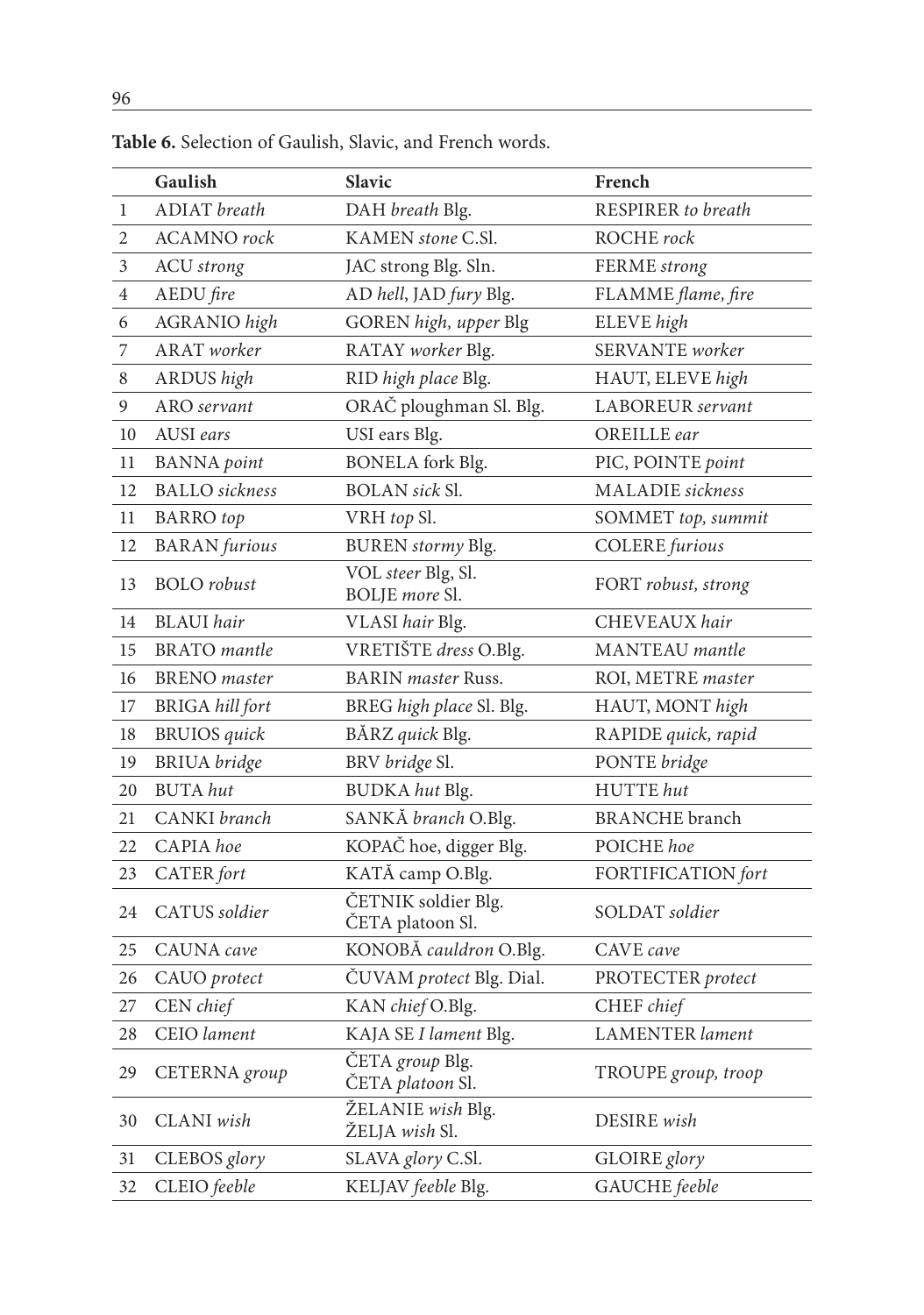**Table 6.** Selection of Gaulish, Slavic, and French words.

| | Gaulish | Slavic | French |
|---|---|---|---|
| 1 | ADIAT *breath* | DAH *breath* Blg. | RESPIRER *to breath* |
| 2 | ACAMNO *rock* | KAMEN *stone* C.Sl. | ROCHE *rock* |
| 3 | ACU *strong* | JAC strong Blg. Sln. | FERME *strong* |
| 4 | AEDU *fire* | AD *hell*, JAD *fury* Blg. | FLAMME *flame, fire* |
| 6 | AGRANIO *high* | GOREN *high, upper* Blg | ELEVE *high* |
| 7 | ARAT *worker* | RATAY *worker* Blg. | SERVANTE *worker* |
| 8 | ARDUS *high* | RID *high place* Blg. | HAUT, ELEVE *high* |
| 9 | ARO *servant* | ORAČ ploughman Sl. Blg. | LABOREUR *servant* |
| 10 | AUSI *ears* | USI ears Blg. | OREILLE *ear* |
| 11 | BANNA *point* | BONELA fork Blg. | PIC, POINTE *point* |
| 12 | BALLO *sickness* | BOLAN *sick* Sl. | MALADIE *sickness* |
| 11 | BARRO *top* | VRH *top* Sl. | SOMMET *top, summit* |
| 12 | BARAN *furious* | BUREN *stormy* Blg. | COLERE *furious* |
| 13 | BOLO *robust* | VOL *steer* Blg, Sl.<br>BOLJE *more* Sl. | FORT *robust, strong* |
| 14 | BLAUI *hair* | VLASI *hair* Blg. | CHEVEAUX *hair* |
| 15 | BRATO *mantle* | VRETIŠTE *dress* O.Blg. | MANTEAU *mantle* |
| 16 | BRENO *master* | BARIN *master* Russ. | ROI, METRE *master* |
| 17 | BRIGA *hill fort* | BREG *high place* Sl. Blg. | HAUT, MONT *high* |
| 18 | BRUIOS *quick* | BĂRZ *quick* Blg. | RAPIDE *quick, rapid* |
| 19 | BRIUA *bridge* | BRV *bridge* Sl. | PONTE *bridge* |
| 20 | BUTA *hut* | BUDKA *hut* Blg. | HUTTE *hut* |
| 21 | CANKI *branch* | SANKĂ *branch* O.Blg. | BRANCHE branch |
| 22 | CAPIA *hoe* | KOPAČ hoe, digger Blg. | POICHE *hoe* |
| 23 | CATER *fort* | KATĂ camp O.Blg. | FORTIFICATION *fort* |
| 24 | CATUS *soldier* | ČETNIK soldier Blg.<br>ČETA platoon Sl. | SOLDAT *soldier* |
| 25 | CAUNA *cave* | KONOBĂ *cauldron* O.Blg. | CAVE *cave* |
| 26 | CAUO *protect* | ČUVAM *protect* Blg. Dial. | PROTECTER *protect* |
| 27 | CEN *chief* | KAN *chief* O.Blg. | CHEF *chief* |
| 28 | CEIO *lament* | KAJA SE *I lament* Blg. | LAMENTER *lament* |
| 29 | CETERNA *group* | ČETA *group* Blg.<br>ČETA *platoon* Sl. | TROUPE *group, troop* |
| 30 | CLANI *wish* | ŽELANIE *wish* Blg.<br>ŽELJA *wish* Sl. | DESIRE *wish* |
| 31 | CLEBOS *glory* | SLAVA *glory* C.Sl. | GLOIRE *glory* |
| 32 | CLEIO *feeble* | KELJAV *feeble* Blg. | GAUCHE *feeble* |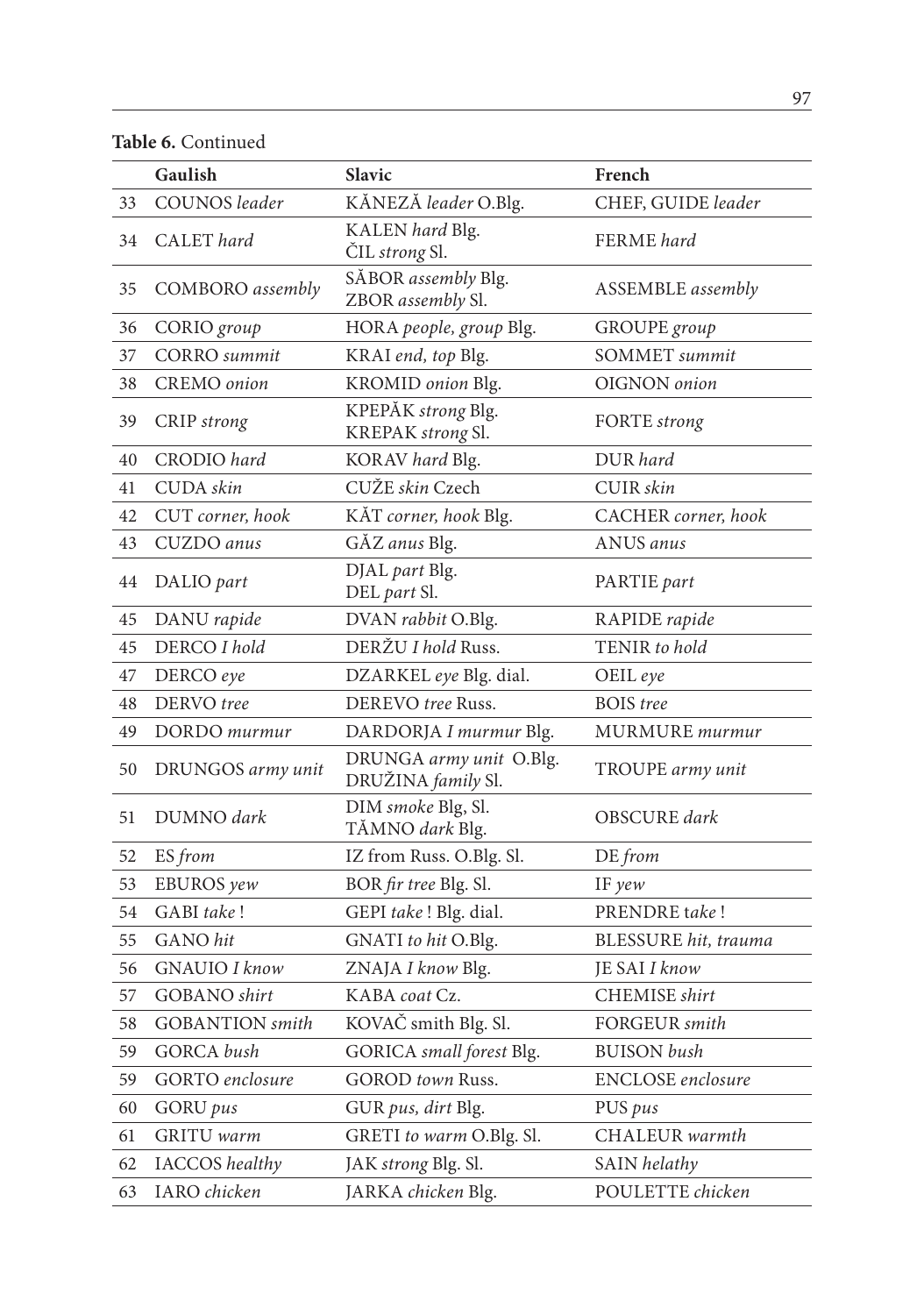**Table 6.** Continued

| | Gaulish | Slavic | French |
|---|---|---|---|
| 33 | COUNOS *leader* | KĂNEZĂ *leader* O.Blg. | CHEF, GUIDE *leader* |
| 34 | CALET *hard* | KALEN *hard* Blg.<br>ČIL *strong* Sl. | FERME *hard* |
| 35 | COMBORO *assembly* | SĂBOR *assembly* Blg.<br>ZBOR *assembly* Sl. | ASSEMBLE *assembly* |
| 36 | CORIO *group* | HORA *people, group* Blg. | GROUPE *group* |
| 37 | CORRO *summit* | KRAI *end, top* Blg. | SOMMET *summit* |
| 38 | CREMO *onion* | KROMID *onion* Blg. | OIGNON *onion* |
| 39 | CRIP *strong* | KPEPĂK *strong* Blg.<br>KREPAK *strong* Sl. | FORTE *strong* |
| 40 | CRODIO *hard* | KORAV *hard* Blg. | DUR *hard* |
| 41 | CUDA *skin* | CUŽE *skin* Czech | CUIR *skin* |
| 42 | CUT *corner, hook* | KĂT *corner, hook* Blg. | CACHER *corner, hook* |
| 43 | CUZDO *anus* | GĂZ *anus* Blg. | ANUS *anus* |
| 44 | DALIO *part* | DJAL *part* Blg.<br>DEL *part* Sl. | PARTIE *part* |
| 45 | DANU *rapide* | DVAN *rabbit* O.Blg. | RAPIDE *rapide* |
| 45 | DERCO *I hold* | DERŽU *I hold* Russ. | TENIR *to hold* |
| 47 | DERCO *eye* | DZARKEL *eye* Blg. dial. | OEIL *eye* |
| 48 | DERVO *tree* | DEREVO *tree* Russ. | BOIS *tree* |
| 49 | DORDO *murmur* | DARDORJA *I murmur* Blg. | MURMURE *murmur* |
| 50 | DRUNGOS *army unit* | DRUNGA *army unit* O.Blg.<br>DRUŽINA *family* Sl. | TROUPE *army unit* |
| 51 | DUMNO *dark* | DIM *smoke* Blg, Sl.<br>TĂMNO *dark* Blg. | OBSCURE *dark* |
| 52 | ES *from* | IZ from Russ. O.Blg. Sl. | DE *from* |
| 53 | EBUROS *yew* | BOR *fir tree* Blg. Sl. | IF *yew* |
| 54 | GABI *take* ! | GEPI *take* ! Blg. dial. | PRENDRE t*ake* ! |
| 55 | GANO *hit* | GNATI *to hit* O.Blg. | BLESSURE *hit, trauma* |
| 56 | GNAUIO *I know* | ZNAJA *I know* Blg. | JE SAI *I know* |
| 57 | GOBANO *shirt* | KABA *coat* Cz. | CHEMISE *shirt* |
| 58 | GOBANTION *smith* | KOVAČ smith Blg. Sl. | FORGEUR *smith* |
| 59 | GORCA *bush* | GORICA *small forest* Blg. | BUISON *bush* |
| 59 | GORTO *enclosure* | GOROD *town* Russ. | ENCLOSE *enclosure* |
| 60 | GORU *pus* | GUR *pus, dirt* Blg. | PUS *pus* |
| 61 | GRITU *warm* | GRETI *to warm* O.Blg. Sl. | CHALEUR *warmth* |
| 62 | IACCOS *healthy* | JAK *strong* Blg. Sl. | SAIN *helathy* |
| 63 | IARO *chicken* | JARKA *chicken* Blg. | POULETTE *chicken* |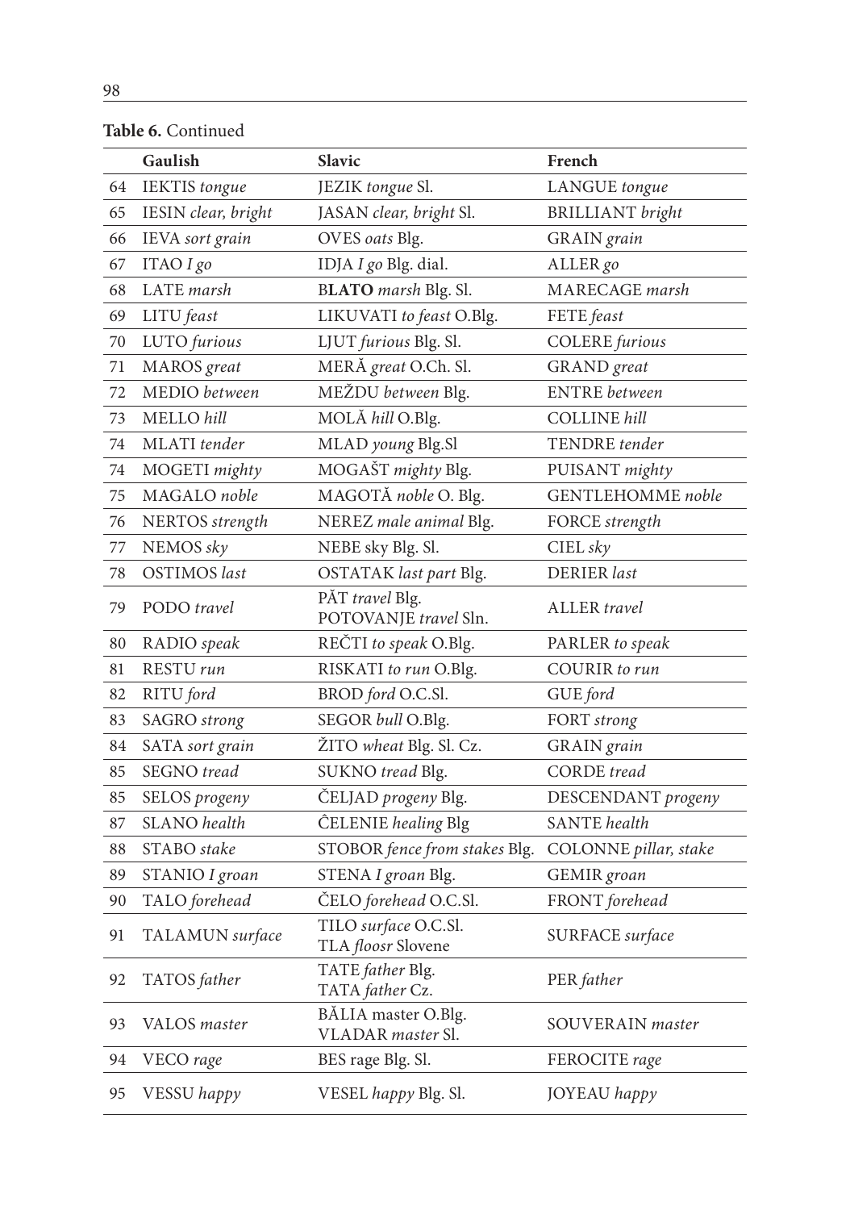**Table 6.** Continued

| | Gaulish | Slavic | French |
|---|---|---|---|
| 64 | IEKTIS *tongue* | JEZIK *tongue* Sl. | LANGUE *tongue* |
| 65 | IESIN *clear, bright* | JASAN *clear, bright* Sl. | BRILLIANT *bright* |
| 66 | IEVA *sort grain* | OVES *oats* Blg. | GRAIN *grain* |
| 67 | ITAO *I go* | IDJA *I go* Blg. dial. | ALLER *go* |
| 68 | LATE *marsh* | B**LATO** *marsh* Blg. Sl. | MARECAGE *marsh* |
| 69 | LITU *feast* | LIKUVATI *to feast* O.Blg. | FETE *feast* |
| 70 | LUTO *furious* | LJUT *furious* Blg. Sl. | COLERE *furious* |
| 71 | MAROS *great* | MERĂ *great* O.Ch. Sl. | GRAND *great* |
| 72 | MEDIO *between* | MEŽDU *between* Blg. | ENTRE *between* |
| 73 | MELLO *hill* | MOLĂ *hill* O.Blg. | COLLINE *hill* |
| 74 | MLATI *tender* | MLAD *young* Blg.Sl | TENDRE *tender* |
| 74 | MOGETI *mighty* | MOGAŠT *mighty* Blg. | PUISANT *mighty* |
| 75 | MAGALO *noble* | MAGOTĂ *noble* O. Blg. | GENTLEHOMME *noble* |
| 76 | NERTOS *strength* | NEREZ *male animal* Blg. | FORCE *strength* |
| 77 | NEMOS *sky* | NEBE sky Blg. Sl. | CIEL *sky* |
| 78 | OSTIMOS *last* | OSTATAK *last part* Blg. | DERIER *last* |
| 79 | PODO *travel* | PĂT *travel* Blg.<br>POTOVANJE *travel* Sln. | ALLER *travel* |
| 80 | RADIO *speak* | REČTI *to speak* O.Blg. | PARLER *to speak* |
| 81 | RESTU *run* | RISKATI *to run* O.Blg. | COURIR *to run* |
| 82 | RITU *ford* | BROD *ford* O.C.Sl. | GUE *ford* |
| 83 | SAGRO *strong* | SEGOR *bull* O.Blg. | FORT *strong* |
| 84 | SATA *sort grain* | ŽITO *wheat* Blg. Sl. Cz. | GRAIN *grain* |
| 85 | SEGNO *tread* | SUKNO *tread* Blg. | CORDE *tread* |
| 85 | SELOS *progeny* | ČELJAD *progeny* Blg. | DESCENDANT *progeny* |
| 87 | SLANO *health* | ĈELENIE *healing* Blg | SANTE *health* |
| 88 | STABO *stake* | STOBOR *fence from stakes* Blg. | COLONNE *pillar, stake* |
| 89 | STANIO *I groan* | STENA *I groan* Blg. | GEMIR *groan* |
| 90 | TALO *forehead* | ČELO *forehead* O.C.Sl. | FRONT *forehead* |
| 91 | TALAMUN *surface* | TILO *surface* O.C.Sl.<br>TLA *floosr* Slovene | SURFACE *surface* |
| 92 | TATOS *father* | TATE *father* Blg.<br>TATA *father* Cz. | PER *father* |
| 93 | VALOS *master* | BĂLIA master O.Blg.<br>VLADAR *master* Sl. | SOUVERAIN *master* |
| 94 | VECO *rage* | BES rage Blg. Sl. | FEROCITE *rage* |
| 95 | VESSU *happy* | VESEL *happy* Blg. Sl. | JOYEAU *happy* |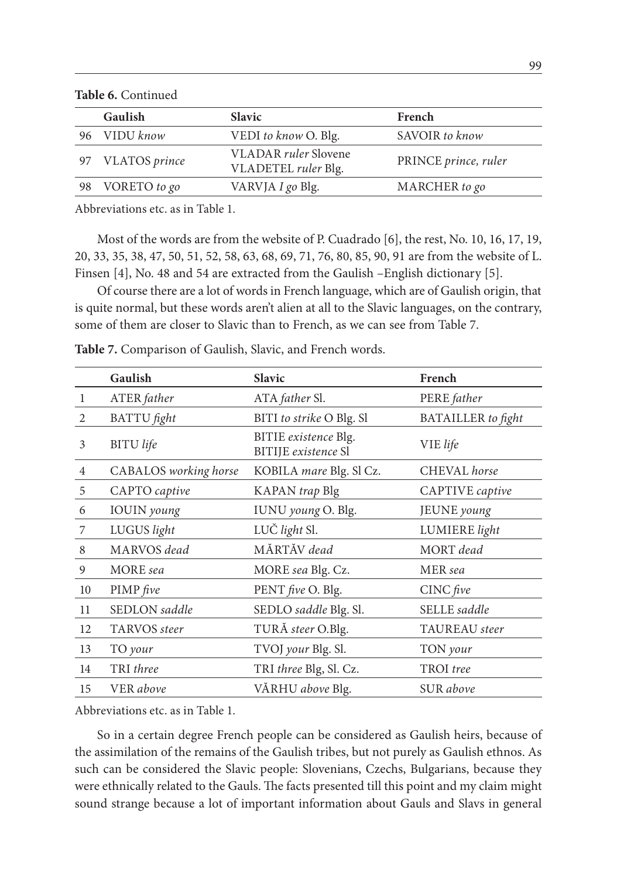**Table 6.** Continued

| | Gaulish | Slavic | French |
|---|---|---|---|
| 96 | VIDU *know* | VEDI *to know* O. Blg. | SAVOIR *to know* |
| 97 | VLATOS *prince* | VLADAR *ruler* Slovene<br>VLADETEL *ruler* Blg. | PRINCE *prince, ruler* |
| 98 | VORETO *to go* | VARVJA *I go* Blg. | MARCHER *to go* |

Abbreviations etc. as in Table 1.

Most of the words are from the website of P. Cuadrado [6], the rest, No. 10, 16, 17, 19, 20, 33, 35, 38, 47, 50, 51, 52, 58, 63, 68, 69, 71, 76, 80, 85, 90, 91 are from the website of L. Finsen [4], No. 48 and 54 are extracted from the Gaulish –English dictionary [5].

Of course there are a lot of words in French language, which are of Gaulish origin, that is quite normal, but these words aren't alien at all to the Slavic languages, on the contrary, some of them are closer to Slavic than to French, as we can see from Table 7.

**Table 7.** Comparison of Gaulish, Slavic, and French words.

| | Gaulish | Slavic | French |
|---|---|---|---|
| 1 | ATER *father* | ATA *father* Sl. | PERE *father* |
| 2 | BATTU *fight* | BITI *to strike* O Blg. Sl | BATAILLER *to fight* |
| 3 | BITU *life* | BITIE *existence* Blg.<br>BITIJE *existence* Sl | VIE *life* |
| 4 | CABALOS *working horse* | KOBILA *mare* Blg. Sl Cz. | CHEVAL *horse* |
| 5 | CAPTO *captive* | KAPAN *trap* Blg | CAPTIVE *captive* |
| 6 | IOUIN *young* | IUNU *young* O. Blg. | JEUNE *young* |
| 7 | LUGUS *light* | LUČ *light* Sl. | LUMIERE *light* |
| 8 | MARVOS *dead* | MĂRTĂV *dead* | MORT *dead* |
| 9 | MORE *sea* | MORE *sea* Blg. Cz. | MER *sea* |
| 10 | PIMP *five* | PENT *five* O. Blg. | CINC *five* |
| 11 | SEDLON *saddle* | SEDLO *saddle* Blg. Sl. | SELLE *saddle* |
| 12 | TARVOS *steer* | TURĂ *steer* O.Blg. | TAUREAU *steer* |
| 13 | TO *your* | TVOJ *your* Blg. Sl. | TON *your* |
| 14 | TRI *three* | TRI *three* Blg, Sl. Cz. | TROI *tree* |
| 15 | VER *above* | VĂRHU *above* Blg. | SUR *above* |

Abbreviations etc. as in Table 1.

So in a certain degree French people can be considered as Gaulish heirs, because of the assimilation of the remains of the Gaulish tribes, but not purely as Gaulish ethnos. As such can be considered the Slavic people: Slovenians, Czechs, Bulgarians, because they were ethnically related to the Gauls. The facts presented till this point and my claim might sound strange because a lot of important information about Gauls and Slavs in general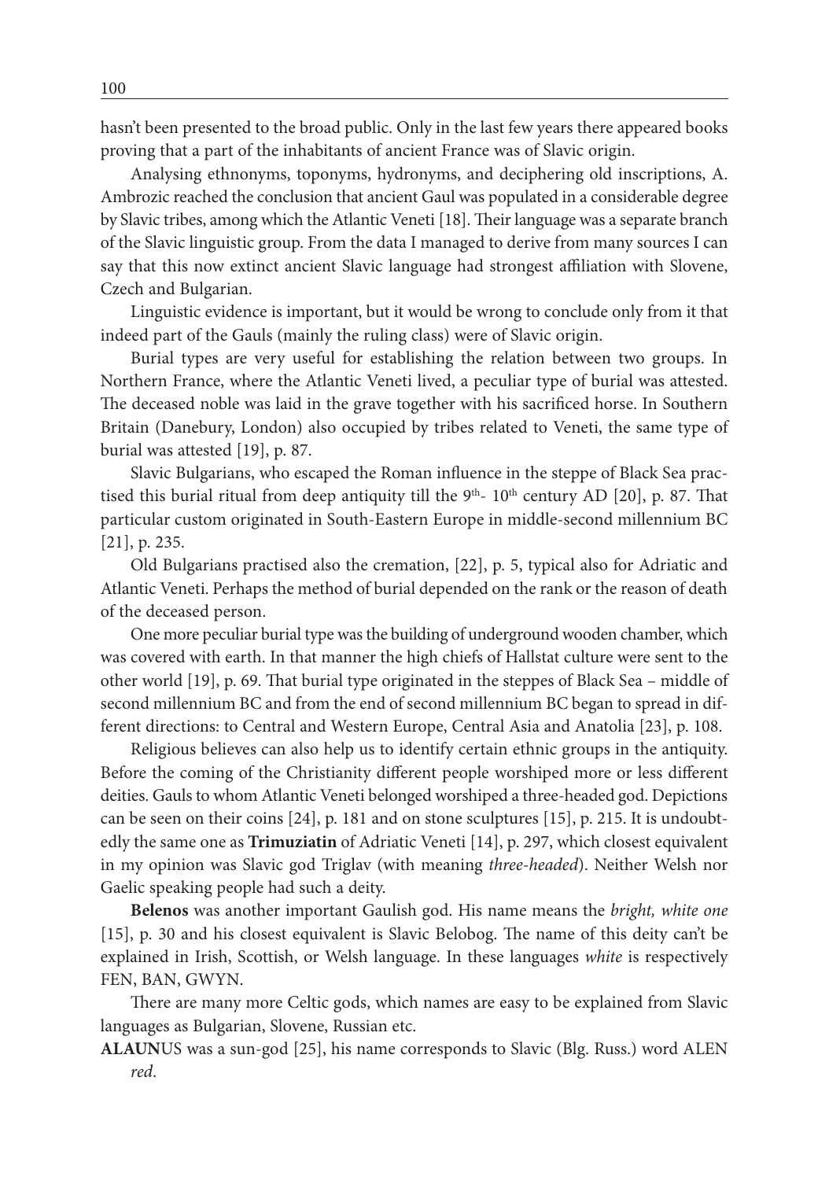hasn't been presented to the broad public. Only in the last few years there appeared books proving that a part of the inhabitants of ancient France was of Slavic origin.

Analysing ethnonyms, toponyms, hydronyms, and deciphering old inscriptions, A. Ambrozic reached the conclusion that ancient Gaul was populated in a considerable degree by Slavic tribes, among which the Atlantic Veneti [18]. Their language was a separate branch of the Slavic linguistic group. From the data I managed to derive from many sources I can say that this now extinct ancient Slavic language had strongest affiliation with Slovene, Czech and Bulgarian.

Linguistic evidence is important, but it would be wrong to conclude only from it that indeed part of the Gauls (mainly the ruling class) were of Slavic origin.

Burial types are very useful for establishing the relation between two groups. In Northern France, where the Atlantic Veneti lived, a peculiar type of burial was attested. The deceased noble was laid in the grave together with his sacrificed horse. In Southern Britain (Danebury, London) also occupied by tribes related to Veneti, the same type of burial was attested [19], p. 87.

Slavic Bulgarians, who escaped the Roman influence in the steppe of Black Sea practised this burial ritual from deep antiquity till the 9th- 10th century AD [20], p. 87. That particular custom originated in South-Eastern Europe in middle-second millennium BC [21], p. 235.

Old Bulgarians practised also the cremation, [22], p. 5, typical also for Adriatic and Atlantic Veneti. Perhaps the method of burial depended on the rank or the reason of death of the deceased person.

One more peculiar burial type was the building of underground wooden chamber, which was covered with earth. In that manner the high chiefs of Hallstat culture were sent to the other world [19], p. 69. That burial type originated in the steppes of Black Sea – middle of second millennium BC and from the end of second millennium BC began to spread in different directions: to Central and Western Europe, Central Asia and Anatolia [23], p. 108.

Religious believes can also help us to identify certain ethnic groups in the antiquity. Before the coming of the Christianity different people worshiped more or less different deities. Gauls to whom Atlantic Veneti belonged worshiped a three-headed god. Depictions can be seen on their coins [24], p. 181 and on stone sculptures [15], p. 215. It is undoubtedly the same one as **Trimuziatin** of Adriatic Veneti [14], p. 297, which closest equivalent in my opinion was Slavic god Triglav (with meaning *three-headed*). Neither Welsh nor Gaelic speaking people had such a deity.

**Belenos** was another important Gaulish god. His name means the *bright, white one* [15], p. 30 and his closest equivalent is Slavic Belobog. The name of this deity can't be explained in Irish, Scottish, or Welsh language. In these languages *white* is respectively FEN, BAN, GWYN.

There are many more Celtic gods, which names are easy to be explained from Slavic languages as Bulgarian, Slovene, Russian etc.

**ALAUN**US was a sun-god [25], his name corresponds to Slavic (Blg. Russ.) word ALEN *red*.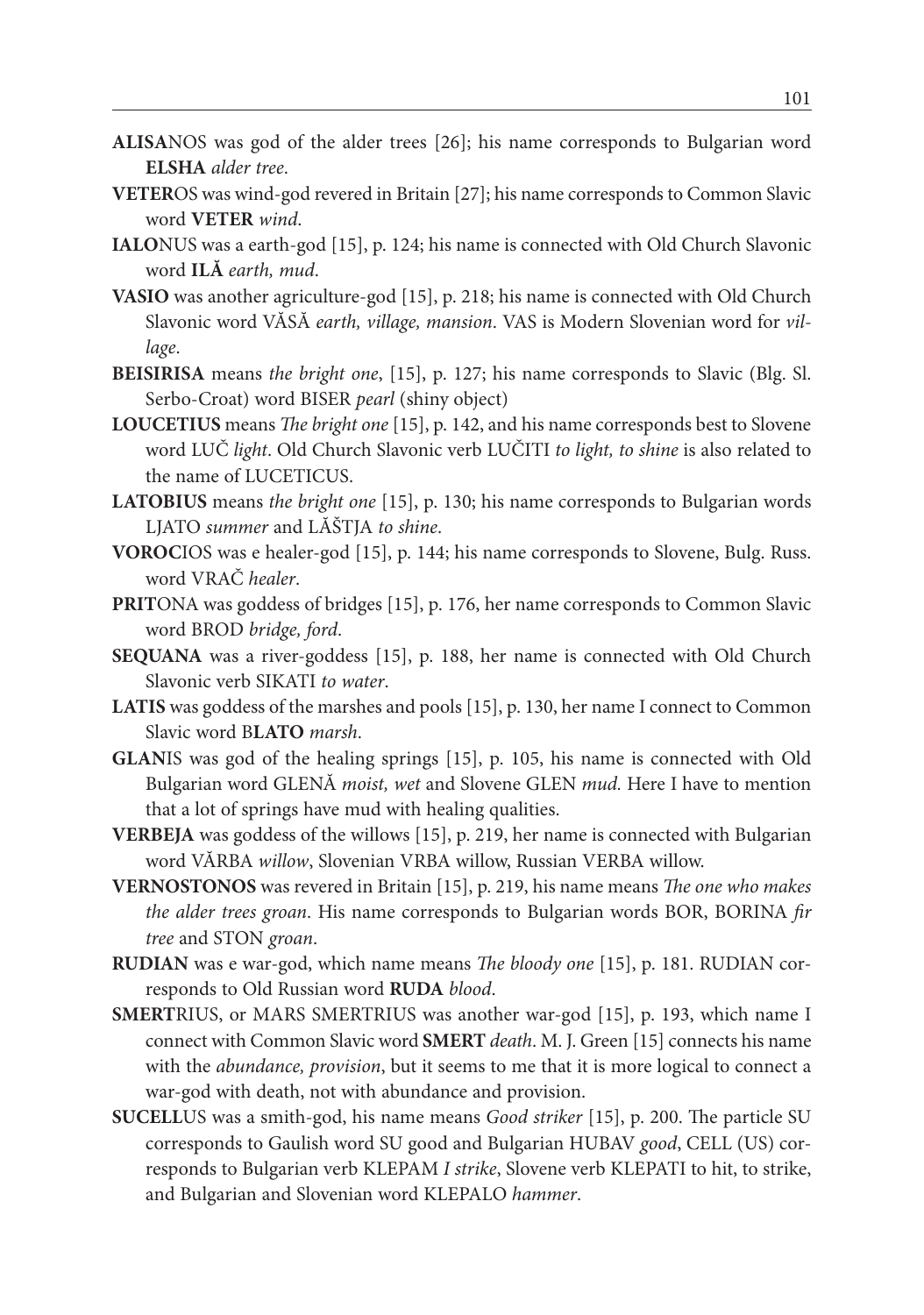**ALISA**NOS was god of the alder trees [26]; his name corresponds to Bulgarian word **ELSHA** *alder tree*.

**VETER**OS was wind-god revered in Britain [27]; his name corresponds to Common Slavic word **VETER** *wind*.

**IALO**NUS was a earth-god [15], p. 124; his name is connected with Old Church Slavonic word **ILĂ** *earth, mud*.

**VASIO** was another agriculture-god [15], p. 218; his name is connected with Old Church Slavonic word VĂSĂ *earth, village, mansion*. VAS is Modern Slovenian word for *village*.

**BEISIRISA** means *the bright one*, [15], p. 127; his name corresponds to Slavic (Blg. Sl. Serbo-Croat) word BISER *pearl* (shiny object)

**LOUCETIUS** means *The bright one* [15], p. 142, and his name corresponds best to Slovene word LUČ *light*. Old Church Slavonic verb LUČITI *to light, to shine* is also related to the name of LUCETICUS.

**LATOBIUS** means *the bright one* [15], p. 130; his name corresponds to Bulgarian words LJATO *summer* and LĂŠTJA *to shine*.

**VOROC**IOS was e healer-god [15], p. 144; his name corresponds to Slovene, Bulg. Russ. word VRAČ *healer*.

**PRIT**ONA was goddess of bridges [15], p. 176, her name corresponds to Common Slavic word BROD *bridge, ford*.

**SEQUANA** was a river-goddess [15], p. 188, her name is connected with Old Church Slavonic verb SIKATI *to water*.

**LATIS** was goddess of the marshes and pools [15], p. 130, her name I connect to Common Slavic word B**LATO** *marsh*.

**GLAN**IS was god of the healing springs [15], p. 105, his name is connected with Old Bulgarian word GLENĂ *moist, wet* and Slovene GLEN *mud.* Here I have to mention that a lot of springs have mud with healing qualities.

**VERBEJA** was goddess of the willows [15], p. 219, her name is connected with Bulgarian word VĂRBA *willow*, Slovenian VRBA willow, Russian VERBA willow.

**VERNOSTONOS** was revered in Britain [15], p. 219, his name means *The one who makes the alder trees groan*. His name corresponds to Bulgarian words BOR, BORINA *fir tree* and STON *groan*.

**RUDIAN** was e war-god, which name means *The bloody one* [15], p. 181. RUDIAN corresponds to Old Russian word **RUDA** *blood*.

**SMERT**RIUS, or MARS SMERTRIUS was another war-god [15], p. 193, which name I connect with Common Slavic word **SMERT** *death*. M. J. Green [15] connects his name with the *abundance, provision*, but it seems to me that it is more logical to connect a war-god with death, not with abundance and provision.

**SUCELL**US was a smith-god, his name means *Good striker* [15], p. 200. The particle SU corresponds to Gaulish word SU good and Bulgarian HUBAV *good*, CELL (US) corresponds to Bulgarian verb KLEPAM *I strike*, Slovene verb KLEPATI to hit, to strike, and Bulgarian and Slovenian word KLEPALO *hammer*.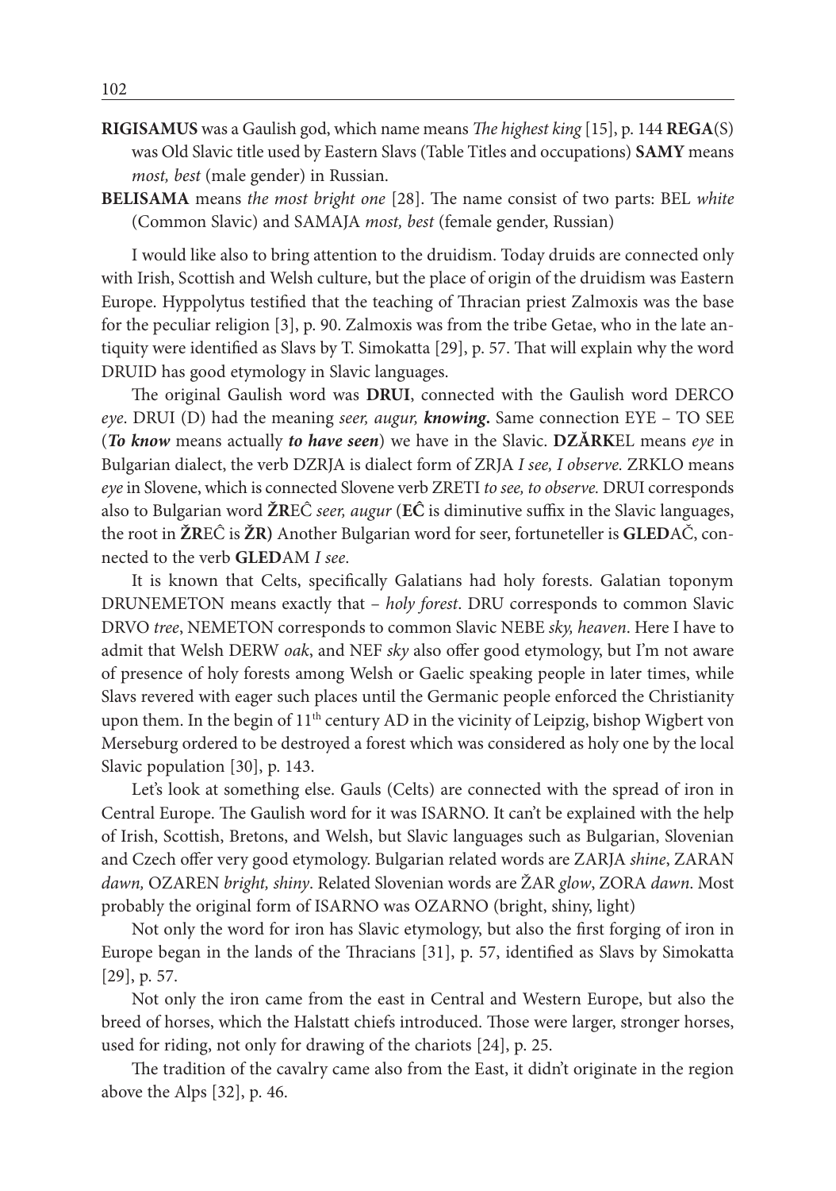**RIGISAMUS** was a Gaulish god, which name means *The highest king* [15], p. 144 **REGA**(S) was Old Slavic title used by Eastern Slavs (Table Titles and occupations) **SAMY** means *most, best* (male gender) in Russian.

**BELISAMA** means *the most bright one* [28]. The name consist of two parts: BEL *white* (Common Slavic) and SAMAJA *most, best* (female gender, Russian)

I would like also to bring attention to the druidism. Today druids are connected only with Irish, Scottish and Welsh culture, but the place of origin of the druidism was Eastern Europe. Hyppolytus testified that the teaching of Thracian priest Zalmoxis was the base for the peculiar religion [3], p. 90. Zalmoxis was from the tribe Getae, who in the late antiquity were identified as Slavs by T. Simokatta [29], p. 57. That will explain why the word DRUID has good etymology in Slavic languages.

The original Gaulish word was **DRUI**, connected with the Gaulish word DERCO *eye*. DRUI (D) had the meaning *seer, augur,* ***knowing***. Same connection EYE – TO SEE (***To know*** means actually ***to have seen***) we have in the Slavic. **DZĂRK**EL means *eye* in Bulgarian dialect, the verb DZRJA is dialect form of ZRJA *I see, I observe.* ZRKLO means *eye* in Slovene, which is connected Slovene verb ZRETI *to see, to observe.* DRUI corresponds also to Bulgarian word **ŽR**EĈ *seer, augur* (**EĈ** is diminutive suffix in the Slavic languages, the root in **ŽR**EĈ is **ŽR)** Another Bulgarian word for seer, fortuneteller is **GLED**AČ, connected to the verb **GLED**AM *I see*.

It is known that Celts, specifically Galatians had holy forests. Galatian toponym DRUNEMETON means exactly that – *holy forest*. DRU corresponds to common Slavic DRVO *tree*, NEMETON corresponds to common Slavic NEBE *sky, heaven*. Here I have to admit that Welsh DERW *oak*, and NEF *sky* also offer good etymology, but I'm not aware of presence of holy forests among Welsh or Gaelic speaking people in later times, while Slavs revered with eager such places until the Germanic people enforced the Christianity upon them. In the begin of 11th century AD in the vicinity of Leipzig, bishop Wigbert von Merseburg ordered to be destroyed a forest which was considered as holy one by the local Slavic population [30], p. 143.

Let's look at something else. Gauls (Celts) are connected with the spread of iron in Central Europe. The Gaulish word for it was ISARNO. It can't be explained with the help of Irish, Scottish, Bretons, and Welsh, but Slavic languages such as Bulgarian, Slovenian and Czech offer very good etymology. Bulgarian related words are ZARJA *shine*, ZARAN *dawn,* OZAREN *bright, shiny*. Related Slovenian words are ŽAR *glow*, ZORA *dawn*. Most probably the original form of ISARNO was OZARNO (bright, shiny, light)

Not only the word for iron has Slavic etymology, but also the first forging of iron in Europe began in the lands of the Thracians [31], p. 57, identified as Slavs by Simokatta [29], p. 57.

Not only the iron came from the east in Central and Western Europe, but also the breed of horses, which the Halstatt chiefs introduced. Those were larger, stronger horses, used for riding, not only for drawing of the chariots [24], p. 25.

The tradition of the cavalry came also from the East, it didn't originate in the region above the Alps [32], p. 46.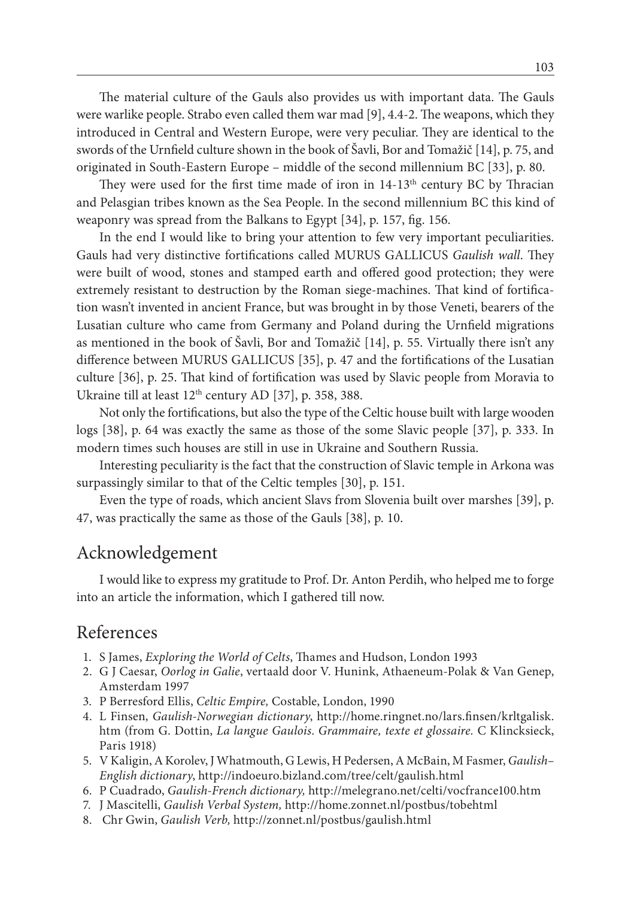The material culture of the Gauls also provides us with important data. The Gauls were warlike people. Strabo even called them war mad [9], 4.4-2. The weapons, which they introduced in Central and Western Europe, were very peculiar. They are identical to the swords of the Urnfield culture shown in the book of Šavli, Bor and Tomažič [14], p. 75, and originated in South-Eastern Europe – middle of the second millennium BC [33], p. 80.

They were used for the first time made of iron in 14-13th century BC by Thracian and Pelasgian tribes known as the Sea People. In the second millennium BC this kind of weaponry was spread from the Balkans to Egypt [34], p. 157, fig. 156.

In the end I would like to bring your attention to few very important peculiarities. Gauls had very distinctive fortifications called MURUS GALLICUS *Gaulish wall*. They were built of wood, stones and stamped earth and offered good protection; they were extremely resistant to destruction by the Roman siege-machines. That kind of fortification wasn't invented in ancient France, but was brought in by those Veneti, bearers of the Lusatian culture who came from Germany and Poland during the Urnfield migrations as mentioned in the book of Šavli, Bor and Tomažič [14], p. 55. Virtually there isn't any difference between MURUS GALLICUS [35], p. 47 and the fortifications of the Lusatian culture [36], p. 25. That kind of fortification was used by Slavic people from Moravia to Ukraine till at least 12th century AD [37], p. 358, 388.

Not only the fortifications, but also the type of the Celtic house built with large wooden logs [38], p. 64 was exactly the same as those of the some Slavic people [37], p. 333. In modern times such houses are still in use in Ukraine and Southern Russia.

Interesting peculiarity is the fact that the construction of Slavic temple in Arkona was surpassingly similar to that of the Celtic temples [30], p. 151.

Even the type of roads, which ancient Slavs from Slovenia built over marshes [39], p. 47, was practically the same as those of the Gauls [38], p. 10.

## Acknowledgement

I would like to express my gratitude to Prof. Dr. Anton Perdih, who helped me to forge into an article the information, which I gathered till now.

## References

1. S James, *Exploring the World of Celts*, Thames and Hudson, London 1993
2. G J Caesar, *Oorlog in Galie*, vertaald door V. Hunink, Athaeneum-Polak & Van Genep, Amsterdam 1997
3. P Berresford Ellis, *Celtic Empire,* Costable, London, 1990
4. L Finsen, *Gaulish-Norwegian dictionary*, http://home.ringnet.no/lars.finsen/krltgalisk.htm (from G. Dottin, *La langue Gaulois. Grammaire, texte et glossaire.* C Klincksieck, Paris 1918)
5. V Kaligin, A Korolev, J Whatmouth, G Lewis, H Pedersen, A McBain, M Fasmer, *Gaulish–English dictionary*, http://indoeuro.bizland.com/tree/celt/gaulish.html
6. P Cuadrado, *Gaulish-French dictionary,* http://melegrano.net/celti/vocfrance100.htm
7. J Mascitelli, *Gaulish Verbal System,* http://home.zonnet.nl/postbus/tobehtml
8. Chr Gwin, *Gaulish Verb,* http://zonnet.nl/postbus/gaulish.html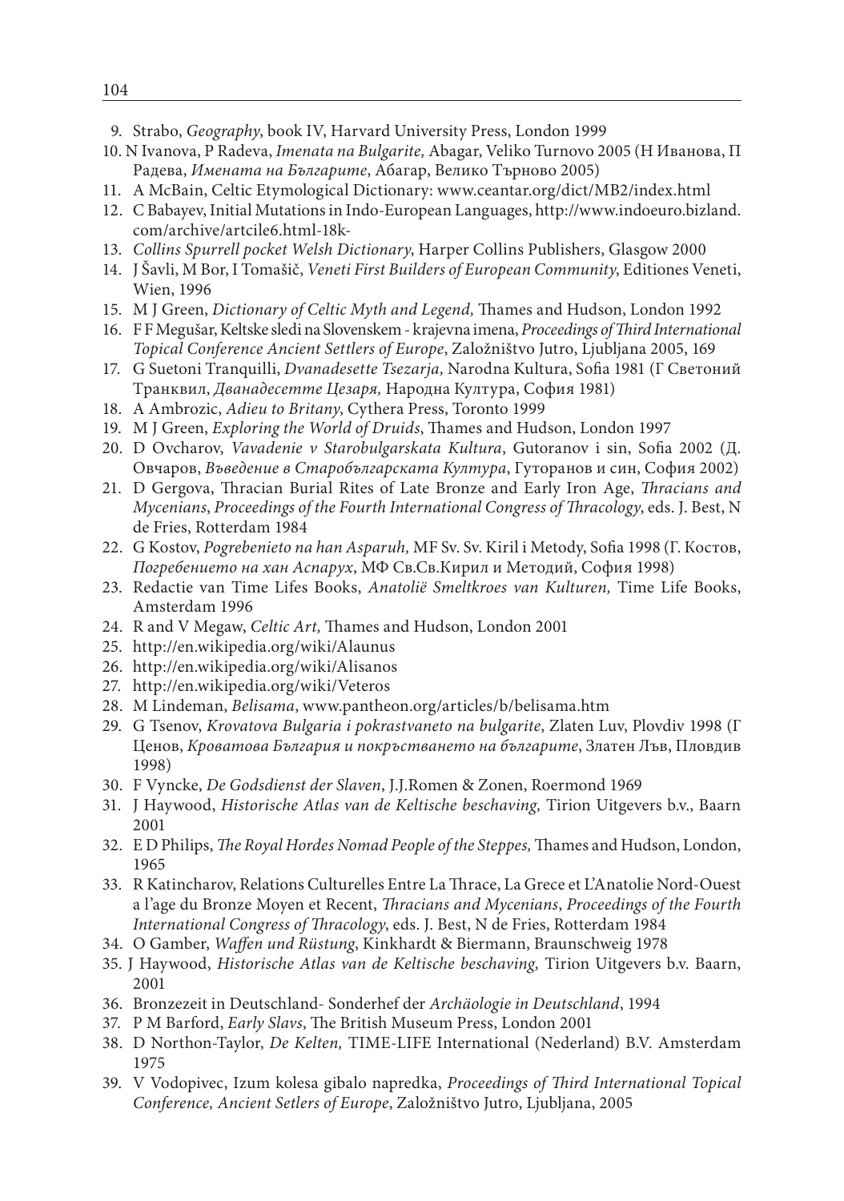9. Strabo, *Geography*, book IV, Harvard University Press, London 1999
10. N Ivanova, P Radeva, *Imenata na Bulgarite,* Abagar, Veliko Turnovo 2005 (Н Иванова, П Радева, *Имената на Българите*, Абагар, Велико Търново 2005)
11. A McBain, Celtic Etymological Dictionary: www.ceantar.org/dict/MB2/index.html
12. C Babayev, Initial Mutations in Indo-European Languages, http://www.indoeuro.bizland.com/archive/artcile6.html-18k-
13. *Collins Spurrell pocket Welsh Dictionary*, Harper Collins Publishers, Glasgow 2000
14. J Šavli, M Bor, I Tomašič, *Veneti First Builders of European Community*, Editiones Veneti, Wien, 1996
15. M J Green, *Dictionary of Celtic Myth and Legend,* Thames and Hudson, London 1992
16. F F Megušar, Keltske sledi na Slovenskem - krajevna imena, *Proceedings of Third International Topical Conference Ancient Settlers of Europe*, Založništvo Jutro, Ljubljana 2005, 169
17. G Suetoni Tranquilli, *Dvanadesette Tsezarja,* Narodna Kultura, Sofia 1981 (Г Светоний Транквил, *Дванадесетте Цезаря,* Народна Култура, София 1981)
18. A Ambrozic, *Adieu to Britany*, Cythera Press, Toronto 1999
19. M J Green, *Exploring the World of Druids*, Thames and Hudson, London 1997
20. D Ovcharov, *Vavadenie v Starobulgarskata Kultura*, Gutoranov i sin, Sofia 2002 (Д. Овчаров, *Въведение в Старобългарската Култура*, Гуторанов и син, София 2002)
21. D Gergova, Thracian Burial Rites of Late Bronze and Early Iron Age, *Thracians and Mycenians*, *Proceedings of the Fourth International Congress of Thracology*, eds. J. Best, N de Fries, Rotterdam 1984
22. G Kostov, *Pogrebenieto na han Asparuh,* MF Sv. Sv. Kiril i Metody, Sofia 1998 (Г. Костов, *Погребението на хан Аспарух*, МФ Св.Св.Кирил и Методий, София 1998)
23. Redactie van Time Lifes Books, *Anatolië Smeltkroes van Kulturen,* Time Life Books, Amsterdam 1996
24. R and V Megaw, *Celtic Art,* Thames and Hudson, London 2001
25. http://en.wikipedia.org/wiki/Alaunus
26. http://en.wikipedia.org/wiki/Alisanos
27. http://en.wikipedia.org/wiki/Veteros
28. M Lindeman, *Belisama*, www.pantheon.org/articles/b/belisama.htm
29. G Tsenov, *Krovatova Bulgaria i pokrastvaneto na bulgarite*, Zlaten Luv, Plovdiv 1998 (Г Ценов, *Кроватова България и покръстването на българите*, Златен Лъв, Пловдив 1998)
30. F Vyncke, *De Godsdienst der Slaven*, J.J.Romen & Zonen, Roermond 1969
31. J Haywood, *Historische Atlas van de Keltische beschaving,* Tirion Uitgevers b.v., Baarn 2001
32. E D Philips, *The Royal Hordes Nomad People of the Steppes,* Thames and Hudson, London, 1965
33. R Katincharov, Relations Culturelles Entre La Thrace, La Grece et L'Anatolie Nord-Ouest a l'age du Bronze Moyen et Recent, *Thracians and Mycenians*, *Proceedings of the Fourth International Congress of Thracology*, eds. J. Best, N de Fries, Rotterdam 1984
34. O Gamber, *Waffen und Rüstung*, Kinkhardt & Biermann, Braunschweig 1978
35. J Haywood, *Historische Atlas van de Keltische beschaving,* Tirion Uitgevers b.v. Baarn, 2001
36. Bronzezeit in Deutschland- Sonderhef der *Archäologie in Deutschland*, 1994
37. P M Barford, *Early Slavs*, The British Museum Press, London 2001
38. D Northon-Taylor, *De Kelten,* TIME-LIFE International (Nederland) B.V. Amsterdam 1975
39. V Vodopivec, Izum kolesa gibalo napredka, *Proceedings of Third International Topical Conference, Ancient Setlers of Europe*, Založništvo Jutro, Ljubljana, 2005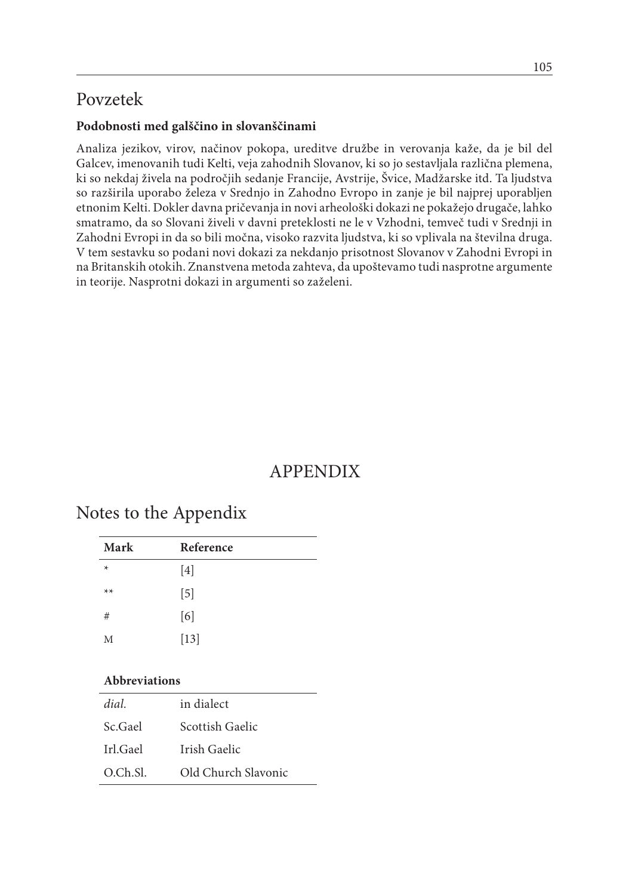## Povzetek

**Podobnosti med galščino in slovanščinami**

Analiza jezikov, virov, načinov pokopa, ureditve družbe in verovanja kaže, da je bil del Galcev, imenovanih tudi Kelti, veja zahodnih Slovanov, ki so jo sestavljala različna plemena, ki so nekdaj živela na področjih sedanje Francije, Avstrije, Švice, Madžarske itd. Ta ljudstva so razširila uporabo železa v Srednjo in Zahodno Evropo in zanje je bil najprej uporabljen etnonim Kelti. Dokler davna pričevanja in novi arheološki dokazi ne pokažejo drugače, lahko smatramo, da so Slovani živeli v davni preteklosti ne le v Vzhodni, temveč tudi v Srednji in Zahodni Evropi in da so bili močna, visoko razvita ljudstva, ki so vplivala na številna druga. V tem sestavku so podani novi dokazi za nekdanjo prisotnost Slovanov v Zahodni Evropi in na Britanskih otokih. Znanstvena metoda zahteva, da upoštevamo tudi nasprotne argumente in teorije. Nasprotni dokazi in argumenti so zaželeni.

# APPENDIX

## Notes to the Appendix

| Mark | Reference |
|---|---|
| * | [4] |
| ** | [5] |
| # | [6] |
| M | [13] |

**Abbreviations**

| | |
|---|---|
| *dial.* | in dialect |
| Sc.Gael | Scottish Gaelic |
| Irl.Gael | Irish Gaelic |
| O.Ch.Sl. | Old Church Slavonic |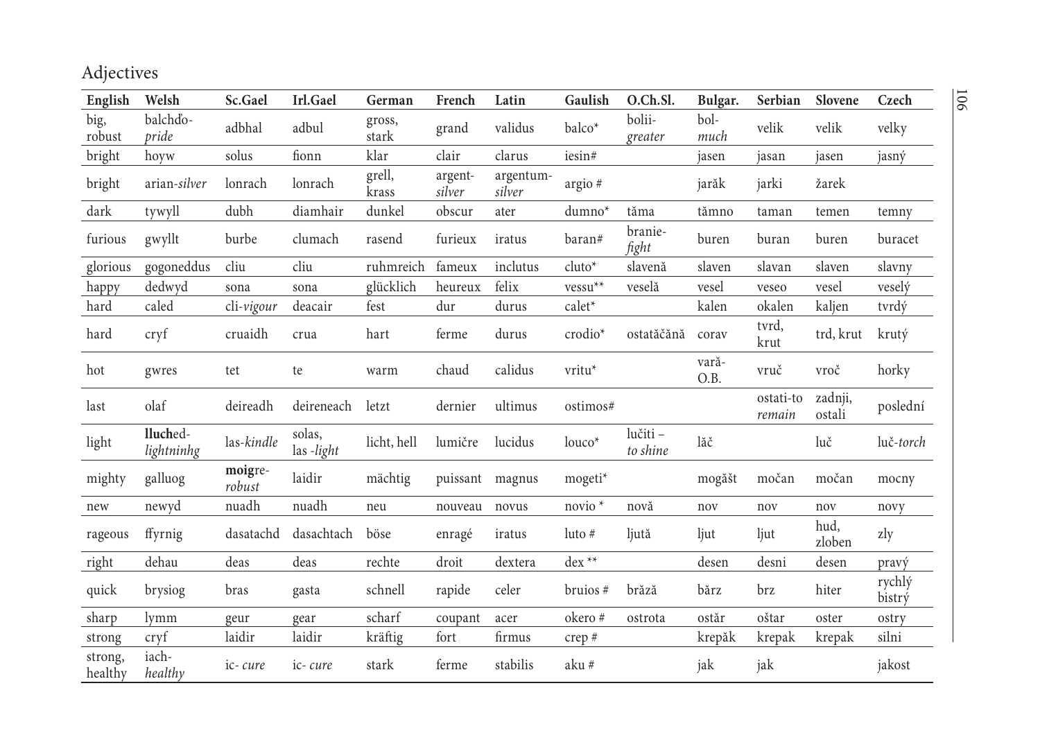# Adjectives

| English | Welsh | Sc.Gael | Irl.Gael | German | French | Latin | Gaulish | O.Ch.Sl. | Bulgar. | Serbian | Slovene | Czech |
|---|---|---|---|---|---|---|---|---|---|---|---|---|
| big, robust | balchďo-*pride* | adbhal | adbul | gross, stark | grand | validus | balco* | bolii-*greater* | bol-*much* | velik | velik | velky |
| bright | hoyw | solus | fionn | klar | clair | clarus | iesin# | | jasen | jasan | jasen | jasný |
| bright | arian-*silver* | lonrach | lonrach | grell, krass | argent-*silver* | argentum-*silver* | argio # | | jarăk | jarki | žarek | |
| dark | tywyll | dubh | diamhair | dunkel | obscur | ater | dumno* | tăma | tămno | taman | temen | temny |
| furious | gwyllt | burbe | clumach | rasend | furieux | iratus | baran# | branie-*fight* | buren | buran | buren | buracet |
| glorious | gogoneddus | cliu | cliu | ruhmreich | fameux | inclutus | cluto* | slavenă | slaven | slavan | slaven | slavny |
| happy | dedwyd | sona | sona | glücklich | heureux | felix | vessu** | veselă | vesel | veseo | vesel | veselý |
| hard | caled | cli-*vigour* | deacair | fest | dur | durus | calet* | | kalen | okalen | kaljen | tvrdý |
| hard | cryf | cruaidh | crua | hart | ferme | durus | crodio* | ostatăčănă | corav | tvrd, krut | trd, krut | krutý |
| hot | gwres | tet | te | warm | chaud | calidus | vritu* | | vară-O.B. | vruč | vroč | horky |
| last | olaf | deireadh | deireneach | letzt | dernier | ultimus | ostimos# | | | ostati-to *remain* | zadnji, ostali | poslední |
| light | **lluch**ed-*lightninhg* | las-*kindle* | solas, las -*light* | licht, hell | lumičre | lucidus | louco* | lučiti – *to shine* | lăč | | luč | luč-*torch* |
| mighty | galluog | **moig**re-*robust* | laidir | mächtig | puissant | magnus | mogeti* | | mogăšt | močan | močan | mocny |
| new | newyd | nuadh | nuadh | neu | nouveau | novus | novio * | nová | nov | nov | nov | novy |
| rageous | ffyrnig | dasatachd | dasachtach | böse | enragé | iratus | luto # | ljută | ljut | ljut | hud, zloben | zly |
| right | dehau | deas | deas | rechte | droit | dextera | dex ** | | desen | desni | desen | pravý |
| quick | brysiog | bras | gasta | schnell | rapide | celer | bruios # | brăză | bărz | brz | hiter | rychlý bistrý |
| sharp | lymm | geur | gear | scharf | coupant | acer | okero # | ostrota | ostăr | oštar | oster | ostry |
| strong | cryf | laidir | laidir | kräftig | fort | firmus | crep # | | krepăk | krepak | krepak | silni |
| strong, healthy | iach-*healthy* | ic- *cure* | ic- *cure* | stark | ferme | stabilis | aku # | | jak | jak | | jakost |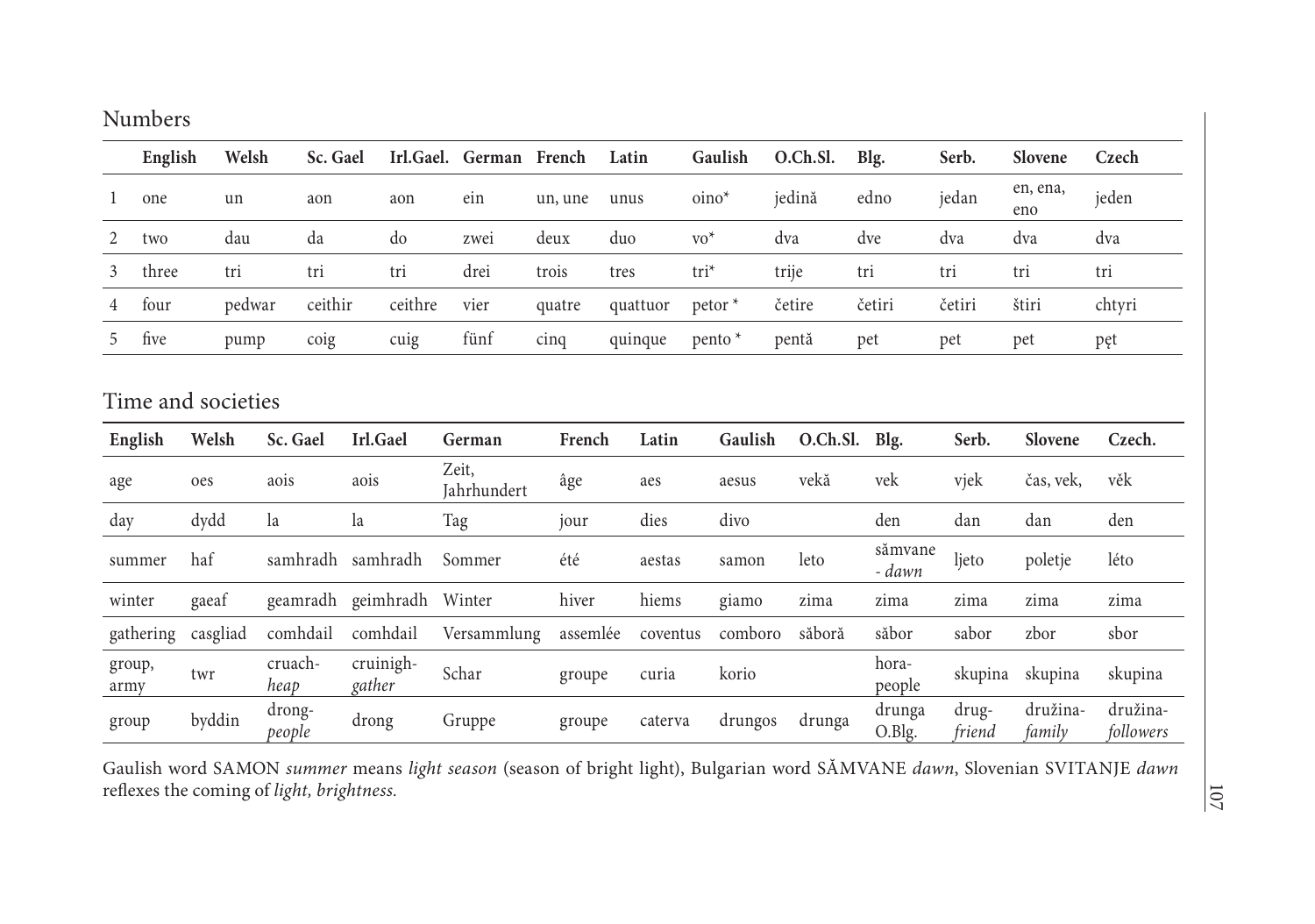## Numbers

| | English | Welsh | Sc. Gael | Irl.Gael. | German | French | Latin | Gaulish | O.Ch.Sl. | Blg. | Serb. | Slovene | Czech |
|---|---|---|---|---|---|---|---|---|---|---|---|---|---|
| 1 | one | un | aon | aon | ein | un, une | unus | oino* | jedină | edno | jedan | en, ena, eno | jeden |
| 2 | two | dau | da | do | zwei | deux | duo | vo* | dva | dve | dva | dva | dva |
| 3 | three | tri | tri | tri | drei | trois | tres | tri* | trije | tri | tri | tri | tri |
| 4 | four | pedwar | ceithir | ceithre | vier | quatre | quattuor | petor * | četire | četiri | četiri | štiri | chtyri |
| 5 | five | pump | coig | cuig | fünf | cinq | quinque | pento * | pentă | pet | pet | pet | pęt |

## Time and societies

| English | Welsh | Sc. Gael | Irl.Gael | German | French | Latin | Gaulish | O.Ch.Sl. | Blg. | Serb. | Slovene | Czech. |
|---|---|---|---|---|---|---|---|---|---|---|---|---|
| age | oes | aois | aois | Zeit, Jahrhundert | âge | aes | aesus | vekă | vek | vjek | čas, vek, | věk |
| day | dydd | la | la | Tag | jour | dies | divo | | den | dan | dan | den |
| summer | haf | samhradh | samhradh | Sommer | été | aestas | samon | leto | sămvane - *dawn* | ljeto | poletje | léto |
| winter | gaeaf | geamradh | geimhradh | Winter | hiver | hiems | giamo | zima | zima | zima | zima | zima |
| gathering | casgliad | comhdail | comhdail | Versammlung | assemlée | coventus | comboro | săboră | săbor | sabor | zbor | sbor |
| group, army | twr | cruach-*heap* | cruinigh-*gather* | Schar | groupe | curia | korio | | hora-people | skupina | skupina | skupina |
| group | byddin | drong-*people* | drong | Gruppe | groupe | caterva | drungos | drunga | drunga O.Blg. | drug-*friend* | družina-*family* | družina-*followers* |

Gaulish word SAMON *summer* means *light season* (season of bright light), Bulgarian word SĂMVANE *dawn*, Slovenian SVITANJE *dawn* reflexes the coming of *light, brightness.*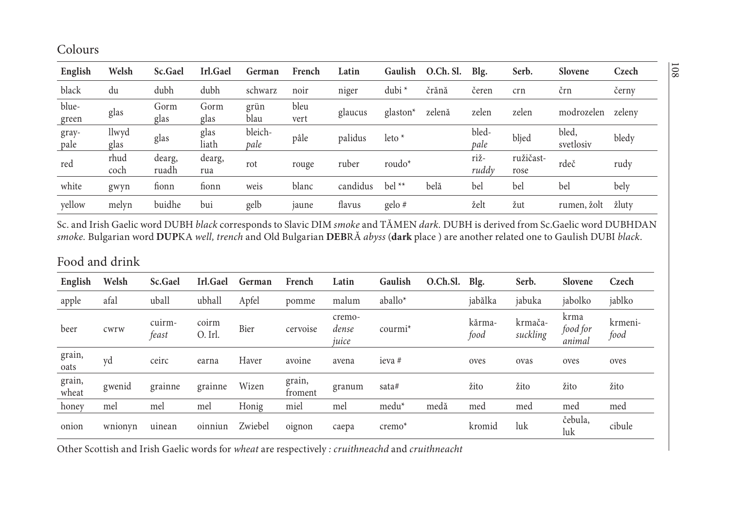## Colours

| English | Welsh | Sc.Gael | Irl.Gael | German | French | Latin | Gaulish | O.Ch. Sl. | Blg. | Serb. | Slovene | Czech |
|---|---|---|---|---|---|---|---|---|---|---|---|---|
| black | du | dubh | dubh | schwarz | noir | niger | dubi * | črănă | čeren | crn | črn | černy |
| blue-green | glas | Gorm glas | Gorm glas | grün blau | bleu vert | glaucus | glaston* | zelenă | zelen | zelen | modrozelen | zeleny |
| gray-pale | llwyd glas | glas | glas liath | bleich-*pale* | pâle | palidus | leto * | | bled-*pale* | bljed | bled, svetlosiv | bledy |
| red | rhud coch | dearg, ruadh | dearg, rua | rot | rouge | ruber | roudo* | | riž-*ruddy* | ružičast-rose | rdeč | rudy |
| white | gwyn | fionn | fionn | weis | blanc | candidus | bel ** | belă | bel | bel | bel | bely |
| yellow | melyn | buidhe | bui | gelb | jaune | flavus | gelo # | | želt | žut | rumen, žolt | žluty |

Sc. and Irish Gaelic word DUBH *black* corresponds to Slavic DIM *smoke* and TĂMEN *dark.* DUBH is derived from Sc.Gaelic word DUBHDAN *smoke.* Bulgarian word **DUP**KA *well, trench* and Old Bulgarian **DEB**RĂ *abyss* (**dark** place ) are another related one to Gaulish DUBI *black*.

## Food and drink

| English | Welsh | Sc.Gael | Irl.Gael | German | French | Latin | Gaulish | O.Ch.Sl. | Blg. | Serb. | Slovene | Czech |
|---|---|---|---|---|---|---|---|---|---|---|---|---|
| apple | afal | uball | ubhall | Apfel | pomme | malum | aballo* | | jabălka | jabuka | jabolko | jablko |
| beer | cwrw | cuirm-*feast* | coirm O. Irl. | Bier | cervoise | cremo-*dense juice* | courmi* | | kărma-*food* | krmača-*suckling* | krma *food for animal* | krmeni-*food* |
| grain, oats | yd | ceirc | earna | Haver | avoine | avena | ieva # | | oves | ovas | oves | oves |
| grain, wheat | gwenid | grainne | grainne | Wizen | grain, froment | granum | sata# | | žito | žito | žito | žito |
| honey | mel | mel | mel | Honig | miel | mel | medu* | medă | med | med | med | med |
| onion | wnionyn | uinean | oinniun | Zwiebel | oignon | caepa | cremo* | | kromid | luk | čebula, luk | cibule |

Other Scottish and Irish Gaelic words for *wheat* are respectively *: cruithneachd* and *cruithneacht*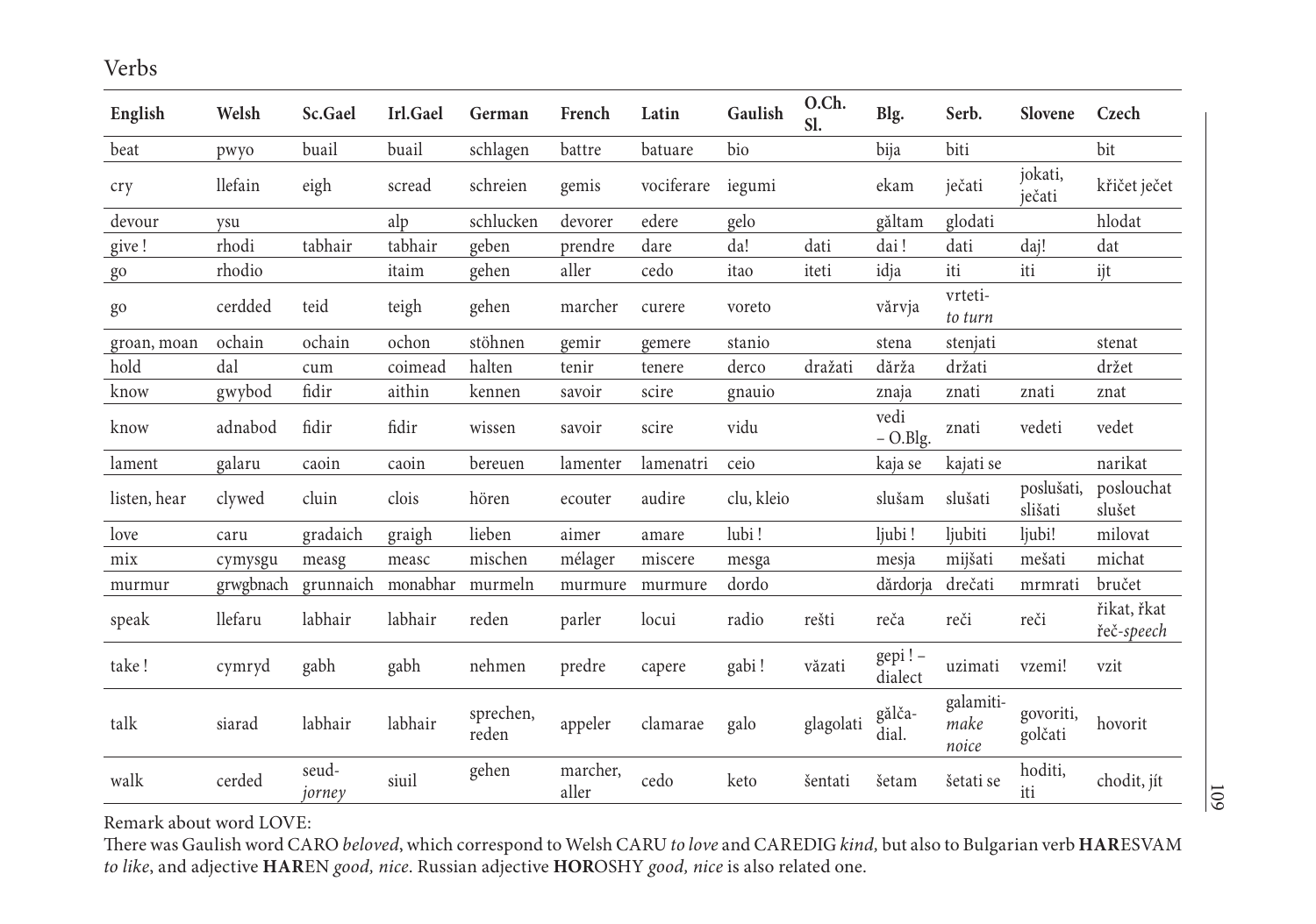## Verbs

| English | Welsh | Sc.Gael | Irl.Gael | German | French | Latin | Gaulish | O.Ch. Sl. | Blg. | Serb. | Slovene | Czech |
|---|---|---|---|---|---|---|---|---|---|---|---|---|
| beat | pwyo | buail | buail | schlagen | battre | batuare | bio | | bija | biti | | bit |
| cry | llefain | eigh | scread | schreien | gemis | vociferare | iegumi | | ekam | ječati | jokati, ječati | křičet ječet |
| devour | ysu | | alp | schlucken | devorer | edere | gelo | | gǎltam | glodati | | hlodat |
| give ! | rhodi | tabhair | tabhair | geben | prendre | dare | da! | dati | dai ! | dati | daj! | dat |
| go | rhodio | | itaim | gehen | aller | cedo | itao | iteti | idja | iti | iti | ijt |
| go | cerdded | teid | teigh | gehen | marcher | curere | voreto | | vǎrvja | vrteti- *to turn* | | |
| groan, moan | ochain | ochain | ochon | stöhnen | gemir | gemere | stanio | | stena | stenjati | | stenat |
| hold | dal | cum | coimead | halten | tenir | tenere | derco | dražati | dǎrža | držati | | držet |
| know | gwybod | fidir | aithin | kennen | savoir | scire | gnauio | | znaja | znati | znati | znat |
| know | adnabod | fidir | fidir | wissen | savoir | scire | vidu | | vedi – O.Blg. | znati | vedeti | vedet |
| lament | galaru | caoin | caoin | bereuen | lamenter | lamenatri | ceio | | kaja se | kajati se | | narikat |
| listen, hear | clywed | cluin | clois | hören | ecouter | audire | clu, kleio | | slušam | slušati | poslušati, slišati | poslouchat slušet |
| love | caru | gradaich | graigh | lieben | aimer | amare | lubi ! | | ljubi ! | ljubiti | ljubi! | milovat |
| mix | cymysgu | measg | measc | mischen | mélager | miscere | mesga | | mesja | mijšati | mešati | michat |
| murmur | grwgbnach | grunnaich | monabhar | murmeln | murmure | murmure | dordo | | dǎrdorja | drečati | mrmrati | bručet |
| speak | llefaru | labhair | labhair | reden | parler | locui | radio | rešti | reča | reči | reči | říkat, řkat řeč-*speech* |
| take ! | cymryd | gabh | gabh | nehmen | predre | capere | gabi ! | vǎzati | gepi ! – dialect | uzimati | vzemi! | vzit |
| talk | siarad | labhair | labhair | sprechen, reden | appeler | clamarae | galo | glagolati | gǎlča- dial. | galamiti- *make noice* | govoriti, golčati | hovorit |
| walk | cerded | seud- *jorney* | siuil | gehen | marcher, aller | cedo | keto | šentati | šetam | šetati se | hoditi, iti | chodit, jít |

Remark about word LOVE:
There was Gaulish word CARO *beloved*, which correspond to Welsh CARU *to love* and CAREDIG *kind,* but also to Bulgarian verb **HAR**ESVAM *to like*, and adjective **HAR**EN *good, nice.* Russian adjective **HOR**OSHY *good, nice* is also related one.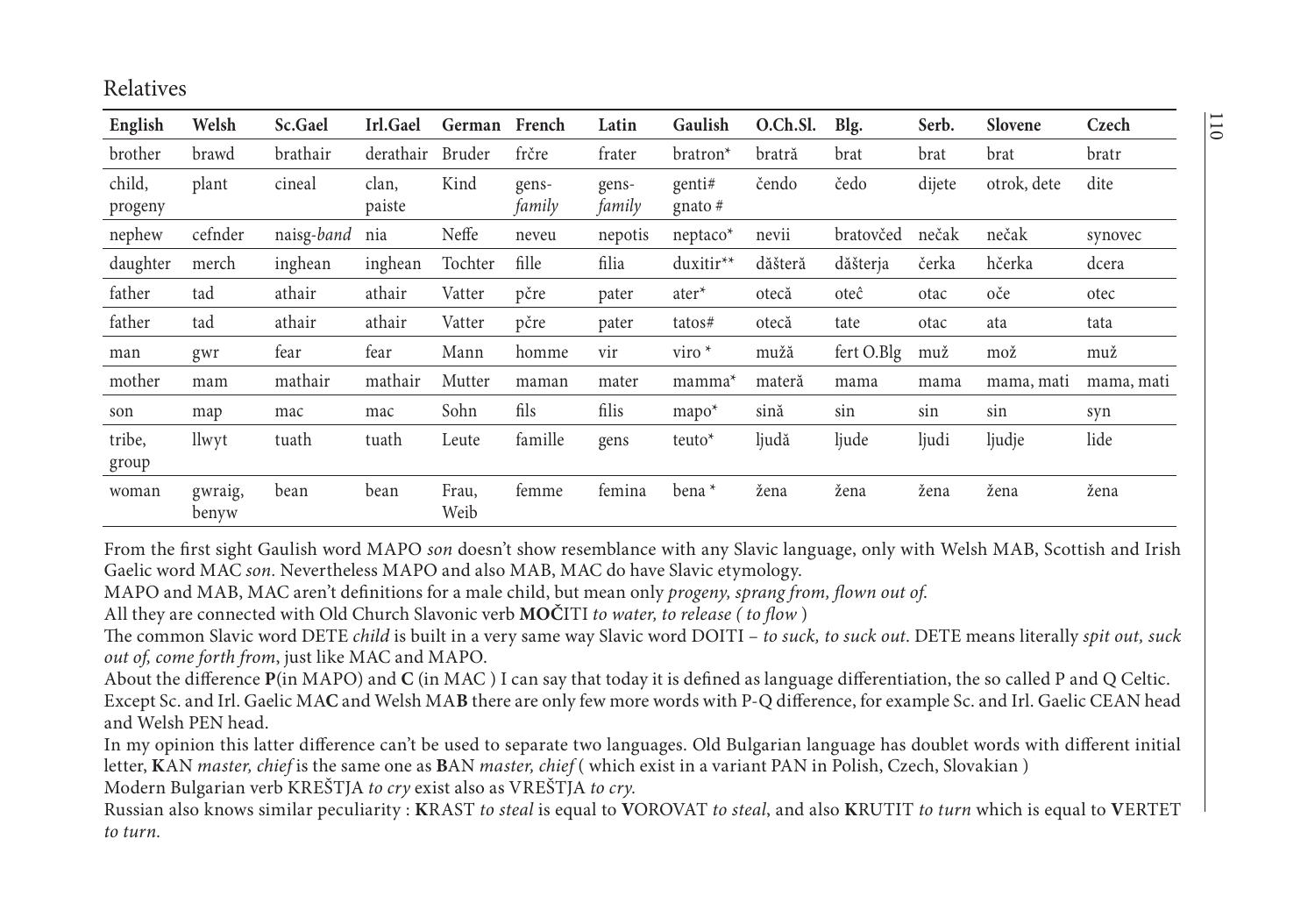Relatives

| English | Welsh | Sc.Gael | Irl.Gael | German | French | Latin | Gaulish | O.Ch.Sl. | Blg. | Serb. | Slovene | Czech |
|---|---|---|---|---|---|---|---|---|---|---|---|---|
| brother | brawd | brathair | derathair | Bruder | frčre | frater | bratron* | bratră | brat | brat | brat | bratr |
| child, progeny | plant | cineal | clan, paiste | Kind | gens-*family* | gens-*family* | genti# gnato # | čendo | čedo | dijete | otrok, dete | dite |
| nephew | cefnder | naisg-*band* | nia | Neffe | neveu | nepotis | neptaco* | nevii | bratovčed | nečak | nečak | synovec |
| daughter | merch | inghean | inghean | Tochter | fille | filia | duxitir** | dăšteră | dăšterja | čerka | hčerka | dcera |
| father | tad | athair | athair | Vatter | pčre | pater | ater* | otecă | oteĉ | otac | oče | otec |
| father | tad | athair | athair | Vatter | pčre | pater | tatos# | otecă | tate | otac | ata | tata |
| man | gwr | fear | fear | Mann | homme | vir | viro * | mužă | fert O.Blg | muž | mož | muž |
| mother | mam | mathair | mathair | Mutter | maman | mater | mamma* | materă | mama | mama | mama, mati | mama, mati |
| son | map | mac | mac | Sohn | fils | filis | mapo* | sină | sin | sin | sin | syn |
| tribe, group | llwyt | tuath | tuath | Leute | famille | gens | teuto* | ljudă | ljude | ljudi | ljudje | lide |
| woman | gwraig, benyw | bean | bean | Frau, Weib | femme | femina | bena * | žena | žena | žena | žena | žena |

From the first sight Gaulish word MAPO *son* doesn't show resemblance with any Slavic language, only with Welsh MAB, Scottish and Irish Gaelic word MAC *son.* Nevertheless MAPO and also MAB, MAC do have Slavic etymology.

MAPO and MAB, MAC aren't definitions for a male child, but mean only *progeny, sprang from, flown out of.*

All they are connected with Old Church Slavonic verb **MOČ**ITI *to water, to release ( to flow* )

The common Slavic word DETE *child* is built in a very same way Slavic word DOITI – *to suck, to suck out*. DETE means literally *spit out, suck out of, come forth from*, just like MAC and MAPO.

About the difference **P**(in MAPO) and **C** (in MAC ) I can say that today it is defined as language differentiation, the so called P and Q Celtic. Except Sc. and Irl. Gaelic MA**C** and Welsh MA**B** there are only few more words with P-Q difference, for example Sc. and Irl. Gaelic CEAN head and Welsh PEN head.

In my opinion this latter difference can't be used to separate two languages. Old Bulgarian language has doublet words with different initial letter, **K**AN *master, chief* is the same one as **B**AN *master, chief* ( which exist in a variant PAN in Polish, Czech, Slovakian )

Modern Bulgarian verb KREŠTJA *to cry* exist also as VREŠTJA *to cry.*

Russian also knows similar peculiarity : **K**RAST *to steal* is equal to **V**OROVAT *to steal*, and also **K**RUTIT *to turn* which is equal to **V**ERTET *to turn.*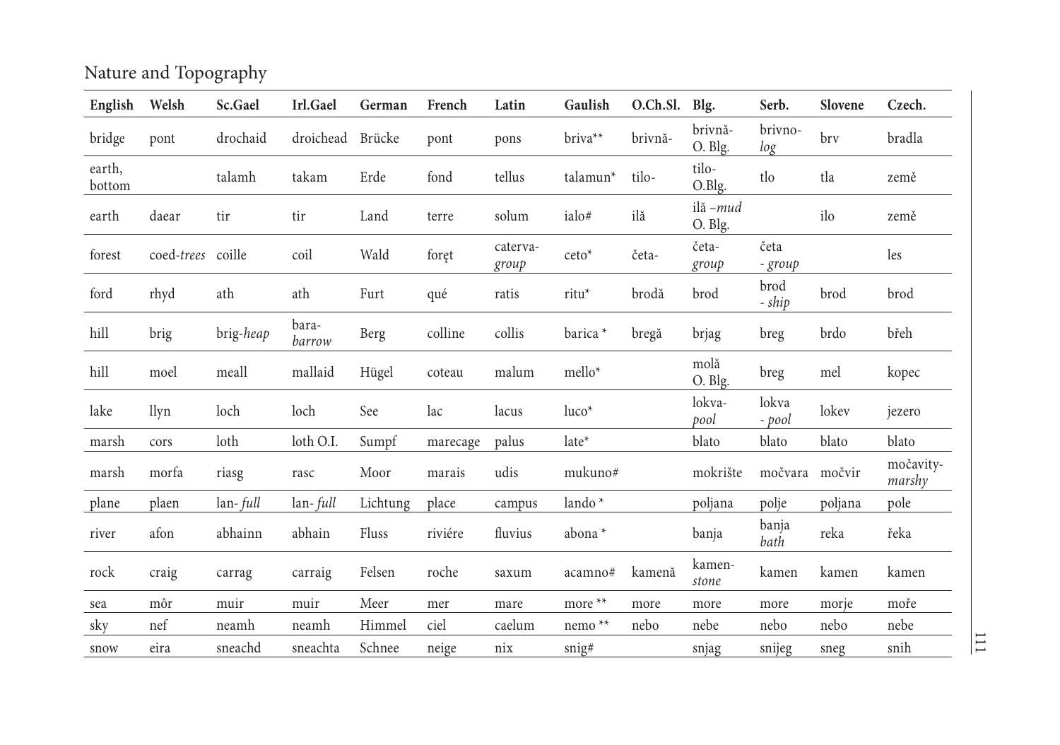## Nature and Topography

| English | Welsh | Sc.Gael | Irl.Gael | German | French | Latin | Gaulish | O.Ch.Sl. | Blg. | Serb. | Slovene | Czech. |
|---|---|---|---|---|---|---|---|---|---|---|---|---|
| bridge | pont | drochaid | droichead | Brücke | pont | pons | briva** | brivnă- | brivnă- O. Blg. | brivno-*log* | brv | bradla |
| earth, bottom | | talamh | takam | Erde | fond | tellus | talamun* | tilo- | tilo- O.Blg. | tlo | tla | země |
| earth | daear | tir | tir | Land | terre | solum | ialo# | ilă | ilă –*mud* O. Blg. | | ilo | země |
| forest | coed-*trees* | coille | coil | Wald | forȩt | caterva-*group* | ceto* | četa- | četa-*group* | četa - *group* | | les |
| ford | rhyd | ath | ath | Furt | qué | ratis | ritu* | brodă | brod | brod - *ship* | brod | brod |
| hill | brig | brig-*heap* | bara-*barrow* | Berg | colline | collis | barica * | bregă | brjag | breg | brdo | břeh |
| hill | moel | meall | mallaid | Hügel | coteau | malum | mello* | | molă O. Blg. | breg | mel | kopec |
| lake | llyn | loch | loch | See | lac | lacus | luco* | | lokva-*pool* | lokva - *pool* | lokev | jezero |
| marsh | cors | loth | loth O.I. | Sumpf | marecage | palus | late* | | blato | blato | blato | blato |
| marsh | morfa | riasg | rasc | Moor | marais | udis | mukuno# | | mokrište | močvara | močvir | močavity-*marshy* |
| plane | plaen | lan- *full* | lan- *full* | Lichtung | place | campus | lando * | | poljana | polje | poljana | pole |
| river | afon | abhainn | abhain | Fluss | riviére | fluvius | abona * | | banja | banja *bath* | reka | řeka |
| rock | craig | carrag | carraig | Felsen | roche | saxum | acamno# | kamenă | kamen-*stone* | kamen | kamen | kamen |
| sea | môr | muir | muir | Meer | mer | mare | more ** | more | more | more | morje | moře |
| sky | nef | neamh | neamh | Himmel | ciel | caelum | nemo ** | nebo | nebe | nebo | nebo | nebe |
| snow | eira | sneachd | sneachta | Schnee | neige | nix | snig# | | snjag | snijeg | sneg | snih |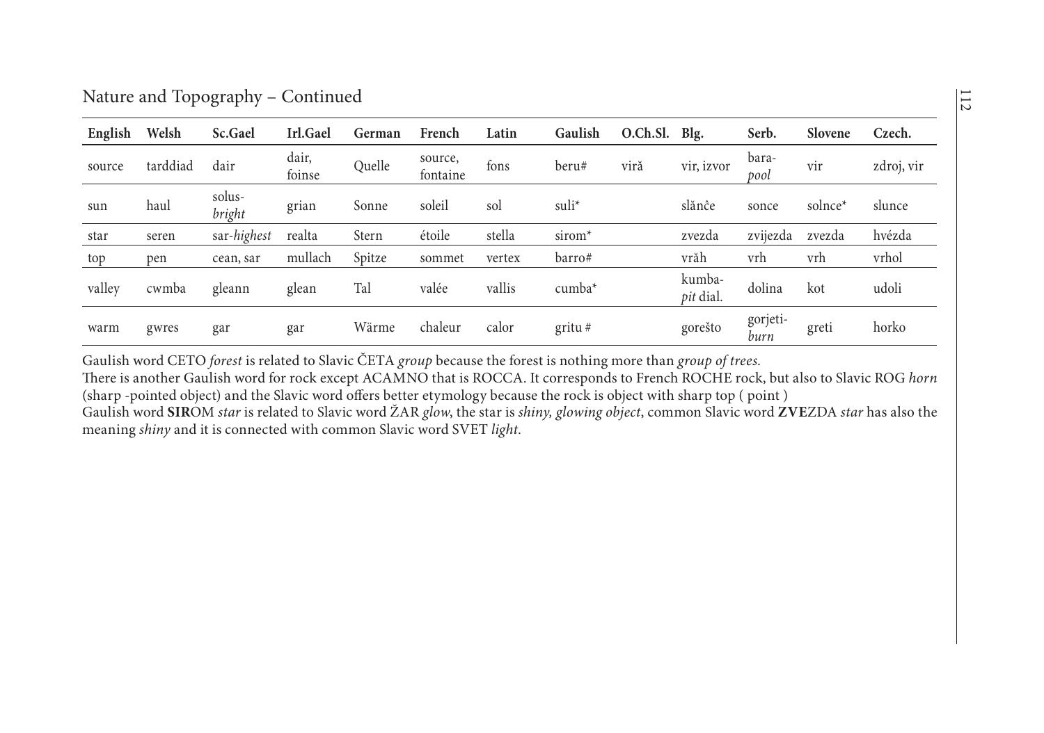## Nature and Topography – Continued

| English | Welsh | Sc.Gael | Irl.Gael | German | French | Latin | Gaulish | O.Ch.Sl. | Blg. | Serb. | Slovene | Czech. |
|---|---|---|---|---|---|---|---|---|---|---|---|---|
| source | tarddiad | dair | dair, foinse | Quelle | source, fontaine | fons | beru# | viră | vir, izvor | bara-*pool* | vir | zdroj, vir |
| sun | haul | solus-*bright* | grian | Sonne | soleil | sol | suli* | | slănĉe | sonce | solnce* | slunce |
| star | seren | sar-*highest* | realta | Stern | étoile | stella | sirom* | | zvezda | zvijezda | zvezda | hvézda |
| top | pen | cean, sar | mullach | Spitze | sommet | vertex | barro# | | vrăh | vrh | vrh | vrhol |
| valley | cwmba | gleann | glean | Tal | valée | vallis | cumba* | | kumba-*pit* dial. | dolina | kot | udoli |
| warm | gwres | gar | gar | Wärme | chaleur | calor | gritu # | | gorešto | gorjeti-*burn* | greti | horko |

Gaulish word CETO *forest* is related to Slavic ČETA *group* because the forest is nothing more than *group of trees*.
There is another Gaulish word for rock except ACAMNO that is ROCCA. It corresponds to French ROCHE rock, but also to Slavic ROG *horn* (sharp -pointed object) and the Slavic word offers better etymology because the rock is object with sharp top ( point )
Gaulish word **SIR**OM *star* is related to Slavic word ŽAR *glow*, the star is *shiny, glowing object*, common Slavic word **ZVE**ZDA *star* has also the meaning *shiny* and it is connected with common Slavic word SVET *light*.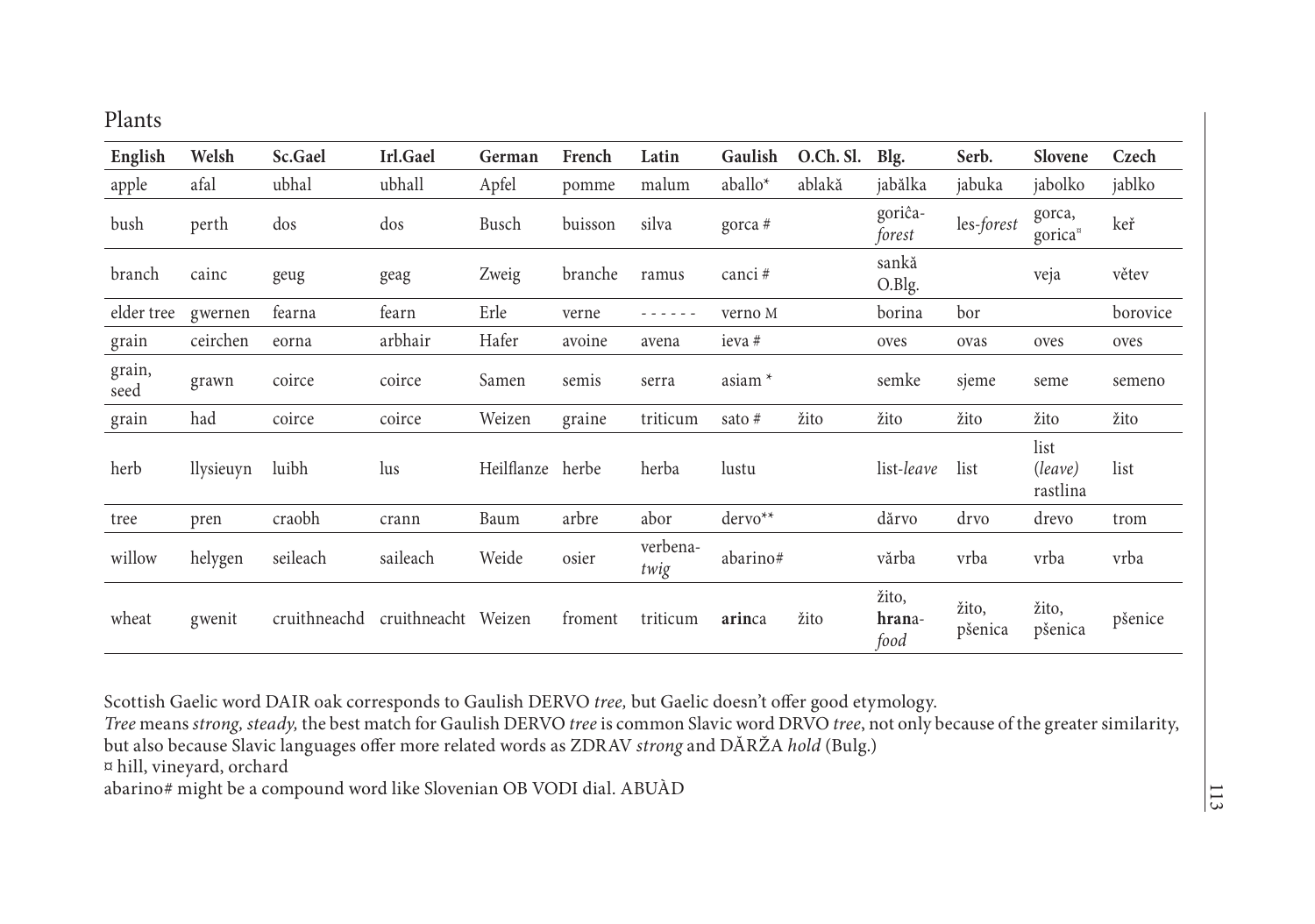## Plants

| English | Welsh | Sc.Gael | Irl.Gael | German | French | Latin | Gaulish | O.Ch. Sl. | Blg. | Serb. | Slovene | Czech |
|---|---|---|---|---|---|---|---|---|---|---|---|---|
| apple | afal | ubhal | ubhall | Apfel | pomme | malum | aballo* | ablakă | jabălka | jabuka | jabolko | jablko |
| bush | perth | dos | dos | Busch | buisson | silva | gorca # | | goriĉa-*forest* | les-*forest* | gorca, gorica¤ | keř |
| branch | cainc | geug | geag | Zweig | branche | ramus | canci # | | sankă O.Blg. | | veja | větev |
| elder tree | gwernen | fearna | fearn | Erle | verne | - - - - - - | verno M | | borina | bor | | borovice |
| grain | ceirchen | eorna | arbhair | Hafer | avoine | avena | ieva # | | oves | ovas | oves | oves |
| grain, seed | grawn | coirce | coirce | Samen | semis | serra | asiam * | | semke | sjeme | seme | semeno |
| grain | had | coirce | coirce | Weizen | graine | triticum | sato # | žito | žito | žito | žito | žito |
| herb | llysieuyn | luibh | lus | Heilflanze | herbe | herba | lustu | | list-*leave* | list | list (*leave*) rastlina | list |
| tree | pren | craobh | crann | Baum | arbre | abor | dervo** | | dărvo | drvo | drevo | trom |
| willow | helygen | seileach | saileach | Weide | osier | verbena-*twig* | abarino# | | vărba | vrba | vrba | vrba |
| wheat | gwenit | cruithneachd | cruithneacht | Weizen | froment | triticum | **arin**ca | žito | žito, **hran**a-*food* | žito, pšenica | žito, pšenica | pšenice |

Scottish Gaelic word DAIR oak corresponds to Gaulish DERVO *tree,* but Gaelic doesn't offer good etymology.

*Tree* means *strong, steady,* the best match for Gaulish DERVO *tree* is common Slavic word DRVO *tree*, not only because of the greater similarity, but also because Slavic languages offer more related words as ZDRAV *strong* and DĂRŽA *hold* (Bulg.)

¤ hill, vineyard, orchard

abarino# might be a compound word like Slovenian OB VODI dial. ABUÀD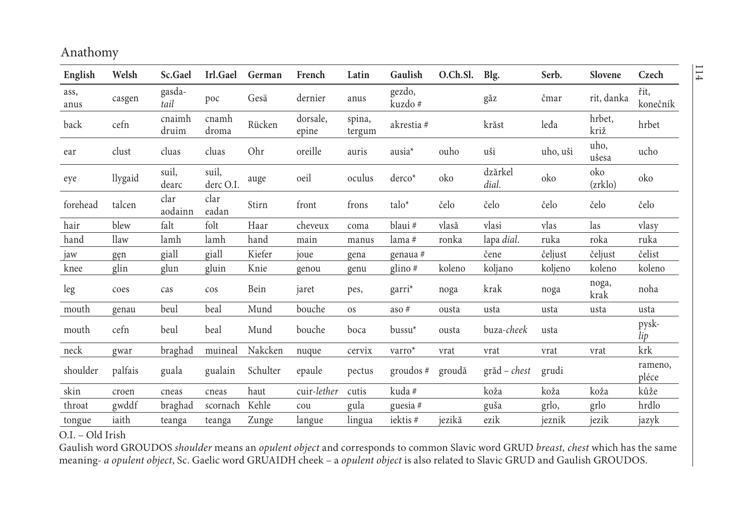## Anathomy

| English | Welsh | Sc.Gael | Irl.Gael | German | French | Latin | Gaulish | O.Ch.Sl. | Blg. | Serb. | Slovene | Czech |
|---|---|---|---|---|---|---|---|---|---|---|---|---|
| ass, anus | casgen | gasda-*tail* | poc | Gesä | dernier | anus | gezdo, kuzdo # | | găz | čmar | rit, danka | řit, konečník |
| back | cefn | cnaimh druim | cnamh droma | Rücken | dorsale, epine | spina, tergum | akrestia # | | krăst | leđa | hrbet, križ | hrbet |
| ear | clust | cluas | cluas | Ohr | oreille | auris | ausia* | ouho | uši | uho, uši | uho, ušesa | ucho |
| eye | llygaid | suil, dearc | suil, derc O.I. | auge | oeil | oculus | derco* | oko | dzărkel *dial.* | oko | oko (zrklo) | oko |
| forehead | talcen | clar aodainn | clar eadan | Stirn | front | frons | talo* | čelo | čelo | čelo | čelo | čelo |
| hair | blew | falt | folt | Haar | cheveux | coma | blaui # | vlasă | vlasi | vlas | las | vlasy |
| hand | llaw | lamh | lamh | hand | main | manus | lama # | ronka | lapa *dial.* | ruka | roka | ruka |
| jaw | gęn | giall | giall | Kiefer | joue | gena | genaua # | | čene | čeljust | čeljust | čelist |
| knee | glin | glun | gluin | Knie | genou | genu | glino # | koleno | koljano | koljeno | koleno | koleno |
| leg | coes | cas | cos | Bein | jaret | pes, | garri* | noga | krak | noga | noga, krak | noha |
| mouth | genau | beul | beal | Mund | bouche | os | aso # | ousta | usta | usta | usta | usta |
| mouth | cefn | beul | beal | Mund | bouche | boca | bussu* | ousta | buza-*cheek* | usta | | pysk-*lip* |
| neck | gwar | braghad | muineal | Nakcken | nuque | cervix | varro* | vrat | vrat | vrat | vrat | krk |
| shoulder | palfais | guala | gualain | Schulter | epaule | pectus | groudos # | groudă | grăd – *chest* | grudi | | rameno, pléce |
| skin | croen | cneas | cneas | haut | cuir-*lether* | cutis | kuda # | | koža | koža | koža | kůže |
| throat | gwddf | braghad | scornach | Kehle | cou | gula | guesia # | | guša | grlo, | grlo | hrdlo |
| tongue | iaith | teanga | teanga | Zunge | langue | lingua | iektis # | jezikă | ezik | jeznik | jezik | jazyk |

O.I. – Old Irish

Gaulish word GROUDOS *shoulder* means an *opulent object* and corresponds to common Slavic word GRUD *breast, chest* which has the same meaning- *a opulent object*, Sc. Gaelic word GRUAIDH cheek – a *opulent object* is also related to Slavic GRUD and Gaulish GROUDOS.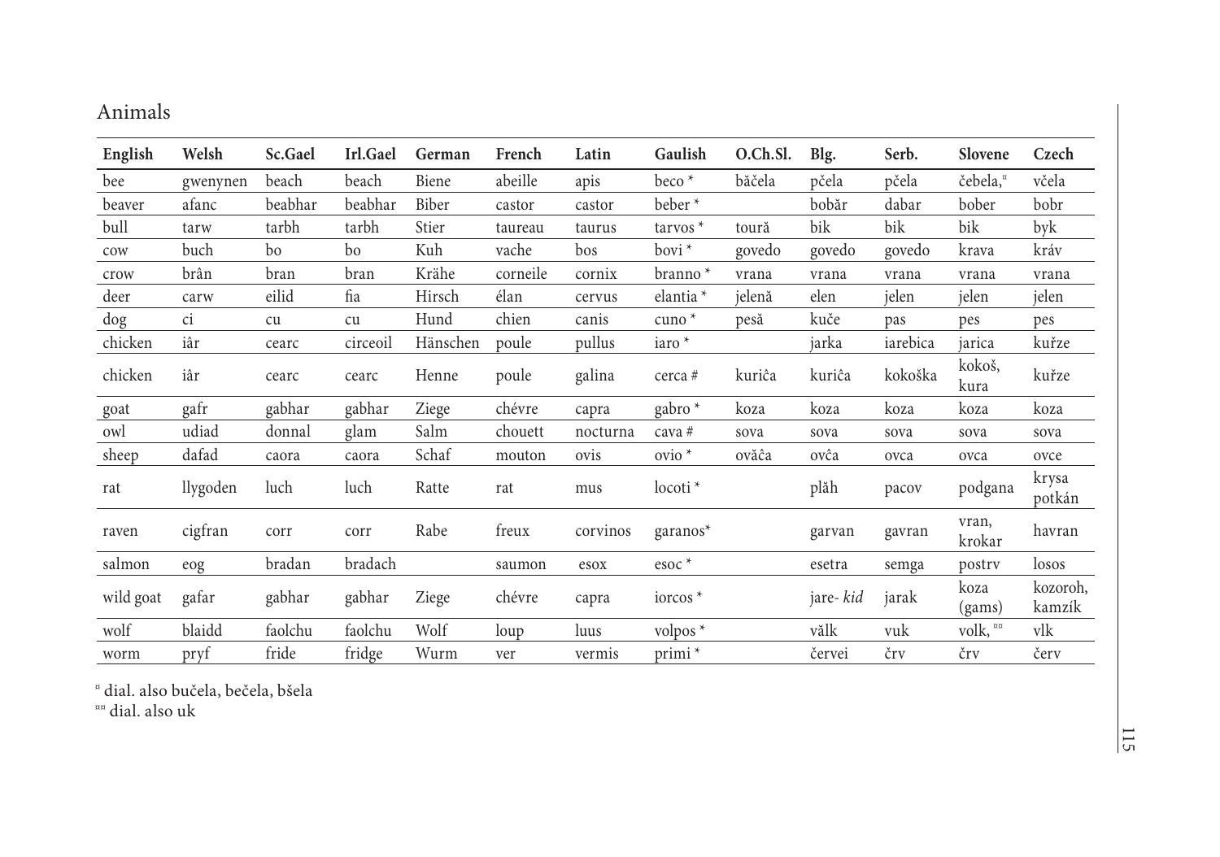## Animals

| English | Welsh | Sc.Gael | Irl.Gael | German | French | Latin | Gaulish | O.Ch.Sl. | Blg. | Serb. | Slovene | Czech |
|---|---|---|---|---|---|---|---|---|---|---|---|---|
| bee | gwenynen | beach | beach | Biene | abeille | apis | beco * | băčela | pčela | pčela | čebela,[¤] | včela |
| beaver | afanc | beabhar | beabhar | Biber | castor | castor | beber * | | bobăr | dabar | bober | bobr |
| bull | tarw | tarbh | tarbh | Stier | taureau | taurus | tarvos * | tourǎ | bik | bik | bik | byk |
| cow | buch | bo | bo | Kuh | vache | bos | bovi * | govedo | govedo | govedo | krava | kráv |
| crow | brân | bran | bran | Krähe | corneile | cornix | branno * | vrana | vrana | vrana | vrana | vrana |
| deer | carw | eilid | fia | Hirsch | élan | cervus | elantia * | jelenă | elen | jelen | jelen | jelen |
| dog | ci | cu | cu | Hund | chien | canis | cuno * | pesă | kuče | pas | pes | pes |
| chicken | iâr | cearc | circeoil | Hänschen | poule | pullus | iaro * | | jarka | iarebica | jarica | kuřze |
| chicken | iâr | cearc | cearc | Henne | poule | galina | cerca # | kuriĉa | kuriĉa | kokoška | kokoš, kura | kuřze |
| goat | gafr | gabhar | gabhar | Ziege | chévre | capra | gabro * | koza | koza | koza | koza | koza |
| owl | udiad | donnal | glam | Salm | chouett | nocturna | cava # | sova | sova | sova | sova | sova |
| sheep | dafad | caora | caora | Schaf | mouton | ovis | ovio * | ovăĉa | ovĉa | ovca | ovca | ovce |
| rat | llygoden | luch | luch | Ratte | rat | mus | locoti * | | plăh | pacov | podgana | krysa potkán |
| raven | cigfran | corr | corr | Rabe | freux | corvinos | garanos* | | garvan | gavran | vran, krokar | havran |
| salmon | eog | bradan | bradach | | saumon | esox | esoc * | | esetra | semga | postrv | losos |
| wild goat | gafar | gabhar | gabhar | Ziege | chévre | capra | iorcos * | | jare- *kid* | jarak | koza (gams) | kozoroh, kamzík |
| wolf | blaidd | faolchu | faolchu | Wolf | loup | luus | volpos * | | vălk | vuk | volk, [¤¤] | vlk |
| worm | pryf | fride | fridge | Wurm | ver | vermis | primi * | | červei | črv | črv | červ |

[¤] dial. also bučela, bečela, bšela
[¤¤] dial. also uk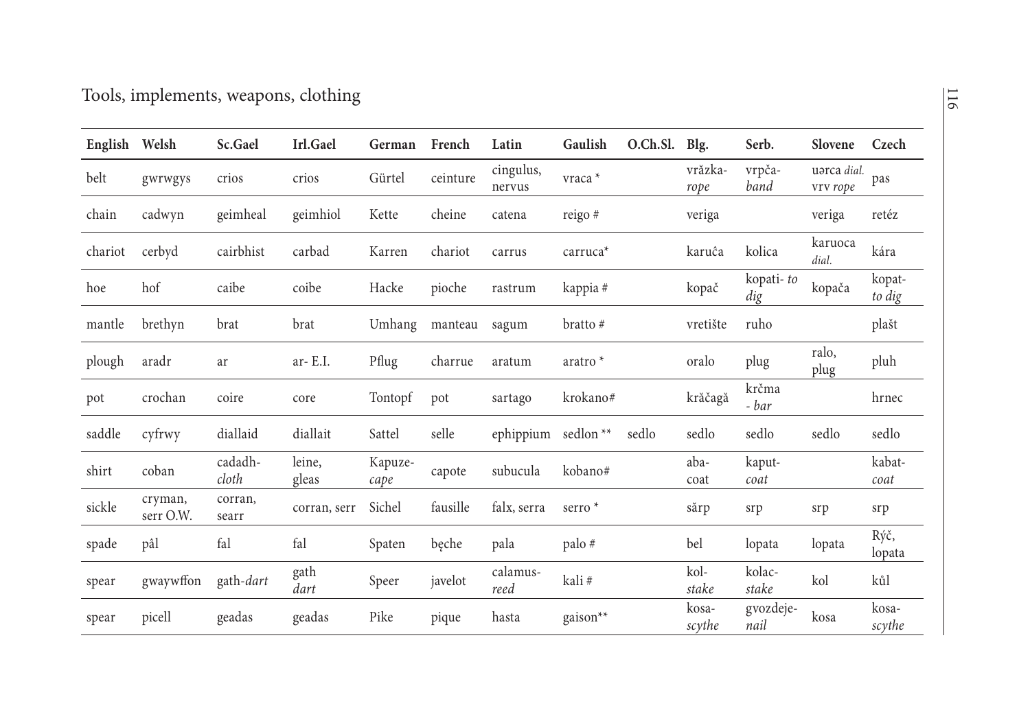Tools, implements, weapons, clothing

| English | Welsh | Sc.Gael | Irl.Gael | German | French | Latin | Gaulish | O.Ch.Sl. | Blg. | Serb. | Slovene | Czech |
|---|---|---|---|---|---|---|---|---|---|---|---|---|
| belt | gwrwgys | crios | crios | Gürtel | ceinture | cingulus, nervus | vraca * | | vrăzka-*rope* | vrpča-*band* | uərca *dial.* vrv *rope* | pas |
| chain | cadwyn | geimheal | geimhiol | Kette | cheine | catena | reigo # | | veriga | | veriga | retéz |
| chariot | cerbyd | cairbhist | carbad | Karren | chariot | carrus | carruca* | | karuĉa | kolica | karuoca *dial.* | kára |
| hoe | hof | caibe | coibe | Hacke | pioche | rastrum | kappia # | | kopač | kopati- *to dig* | kopača | kopat-*to dig* |
| mantle | brethyn | brat | brat | Umhang | manteau | sagum | bratto # | | vretište | ruho | | plašt |
| plough | aradr | ar | ar- E.I. | Pflug | charrue | aratum | aratro * | | oralo | plug | ralo, plug | pluh |
| pot | crochan | coire | core | Tontopf | pot | sartago | krokano# | | krăčagă | krčma - *bar* | | hrnec |
| saddle | cyfrwy | diallaid | diallait | Sattel | selle | ephippium | sedlon ** | sedlo | sedlo | sedlo | sedlo | sedlo |
| shirt | coban | cadadh-*cloth* | leine, gleas | Kapuze-*cape* | capote | subucula | kobano# | | aba-*coat* | kaput-*coat* | | kabat-*coat* |
| sickle | cryman, serr O.W. | corran, searr | corran, serr | Sichel | fausille | falx, serra | serro * | | sărp | srp | srp | srp |
| spade | pâl | fal | fal | Spaten | bęche | pala | palo # | | bel | lopata | lopata | Rýč, lopata |
| spear | gwaywffon | gath-*dart* | gath *dart* | Speer | javelot | calamus-*reed* | kali # | | kol-*stake* | kolac-*stake* | kol | kůl |
| spear | picell | geadas | geadas | Pike | pique | hasta | gaison** | | kosa-*scythe* | gvozdeje-*nail* | kosa | kosa-*scythe* |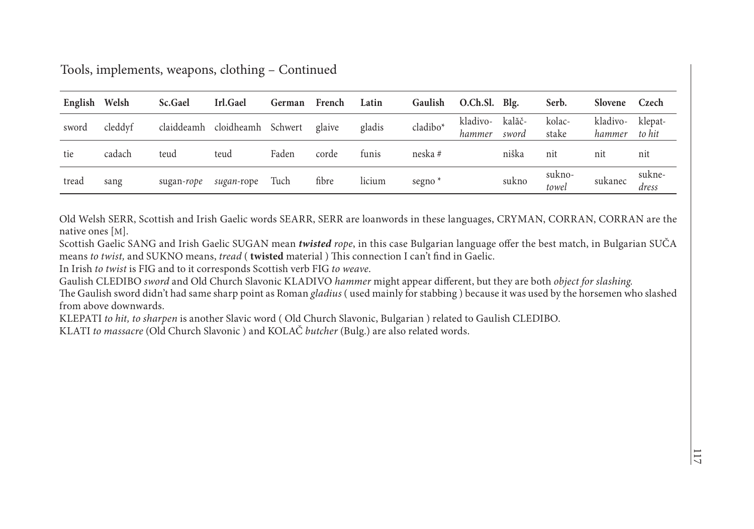Tools, implements, weapons, clothing – Continued

| English | Welsh | Sc.Gael | Irl.Gael | German | French | Latin | Gaulish | O.Ch.Sl. | Blg. | Serb. | Slovene | Czech |
|---|---|---|---|---|---|---|---|---|---|---|---|---|
| sword | cleddyf | claiddeamh | cloidheamh | Schwert | glaive | gladis | cladibo* | kladivo-*hammer* | kalăč-*sword* | kolac-stake | kladivo-*hammer* | klepat-*to hit* |
| tie | cadach | teud | teud | Faden | corde | funis | neska # | | niška | nit | nit | nit |
| tread | sang | sugan-*rope* | *sugan*-rope | Tuch | fibre | licium | segno * | | sukno | sukno-*towel* | sukanec | sukne-*dress* |

Old Welsh SERR, Scottish and Irish Gaelic words SEARR, SERR are loanwords in these languages, CRYMAN, CORRAN, CORRAN are the native ones [M].

Scottish Gaelic SANG and Irish Gaelic SUGAN mean ***twisted*** *rope*, in this case Bulgarian language offer the best match, in Bulgarian SUČA means *to twist,* and SUKNO means, *tread* ( **twisted** material ) This connection I can't find in Gaelic.

In Irish *to twist* is FIG and to it corresponds Scottish verb FIG *to weave.*

Gaulish CLEDIBO *sword* and Old Church Slavonic KLADIVO *hammer* might appear different, but they are both *object for slashing.*

The Gaulish sword didn't had same sharp point as Roman *gladius* ( used mainly for stabbing ) because it was used by the horsemen who slashed from above downwards.

KLEPATI *to hit, to sharpen* is another Slavic word ( Old Church Slavonic, Bulgarian ) related to Gaulish CLEDIBO.

KLATI *to massacre* (Old Church Slavonic ) and KOLAČ *butcher* (Bulg.) are also related words.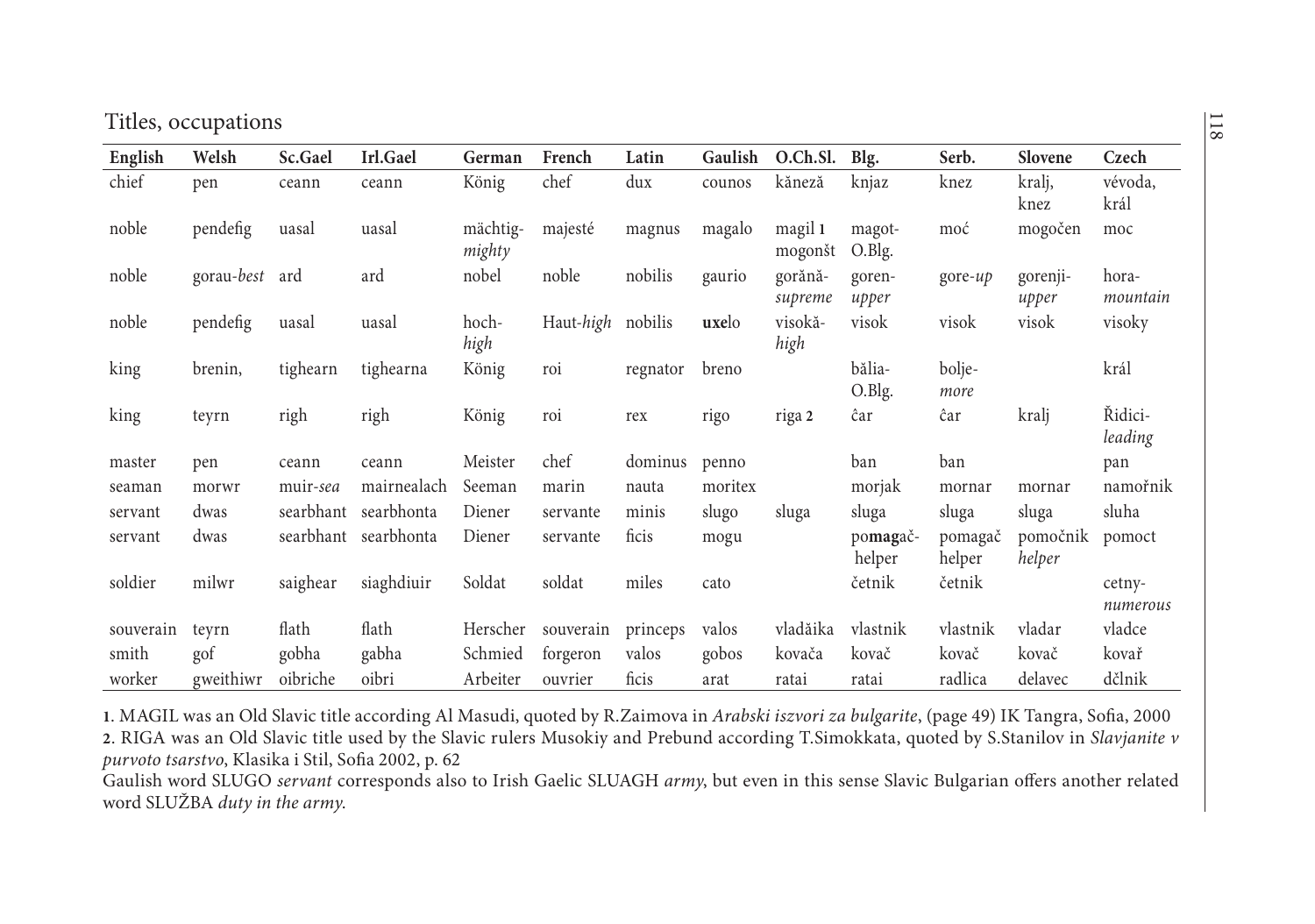## Titles, occupations

| English | Welsh | Sc.Gael | Irl.Gael | German | French | Latin | Gaulish | O.Ch.Sl. | Blg. | Serb. | Slovene | Czech |
|---|---|---|---|---|---|---|---|---|---|---|---|---|
| chief | pen | ceann | ceann | König | chef | dux | counos | kăneză | knjaz | knez | kralj, knez | vévoda, král |
| noble | pendefig | uasal | uasal | mächtig-*mighty* | majesté | magnus | magalo | magil **1** mogonšt | magot-O.Blg. | moć | mogočen | moc |
| noble | gorau-*best* | ard | ard | nobel | noble | nobilis | gaurio | gorănă-*supreme* | goren-*upper* | gore-*up* | gorenji-*upper* | hora-*mountain* |
| noble | pendefig | uasal | uasal | hoch-*high* | Haut-*high* | nobilis | **uxe**lo | visokă-*high* | visok | visok | visok | visoky |
| king | brenin, | tighearn | tighearna | König | roi | regnator | breno | | bălia-O.Blg. | bolje-*more* | | král |
| king | teyrn | righ | righ | König | roi | rex | rigo | riga **2** | ĉar | ĉar | kralj | Řidici-*leading* |
| master | pen | ceann | ceann | Meister | chef | dominus | penno | | ban | ban | | pan |
| seaman | morwr | muir-*sea* | mairnealach | Seeman | marin | nauta | moritex | | morjak | mornar | mornar | namořnik |
| servant | dwas | searbhant | searbhonta | Diener | servante | minis | slugo | sluga | sluga | sluga | sluga | sluha |
| servant | dwas | searbhant | searbhonta | Diener | servante | ficis | mogu | | po**mag**ač-helper | pomagač helper | pomočnik *helper* | pomoct |
| soldier | milwr | saighear | siaghdiuir | Soldat | soldat | miles | cato | | četnik | četnik | | cetny-*numerous* |
| souverain | teyrn | flath | flath | Herscher | souverain | princeps | valos | vladăika | vlastnik | vlastnik | vladar | vladce |
| smith | gof | gobha | gabha | Schmied | forgeron | valos | gobos | kovača | kovač | kovač | kovač | kovař |
| worker | gweithiwr | oibriche | oibri | Arbeiter | ouvrier | ficis | arat | ratai | ratai | radlica | delavec | dčlnik |

**1**. MAGIL was an Old Slavic title according Al Masudi, quoted by R.Zaimova in *Arabski iszvori za bulgarite*, (page 49) IK Tangra, Sofia, 2000
**2**. RIGA was an Old Slavic title used by the Slavic rulers Musokiy and Prebund according T.Simokkata, quoted by S.Stanilov in *Slavjanite v purvoto tsarstvo*, Klasika i Stil, Sofia 2002, p. 62

Gaulish word SLUGO *servant* corresponds also to Irish Gaelic SLUAGH *army*, but even in this sense Slavic Bulgarian offers another related word SLUŽBA *duty in the army*.